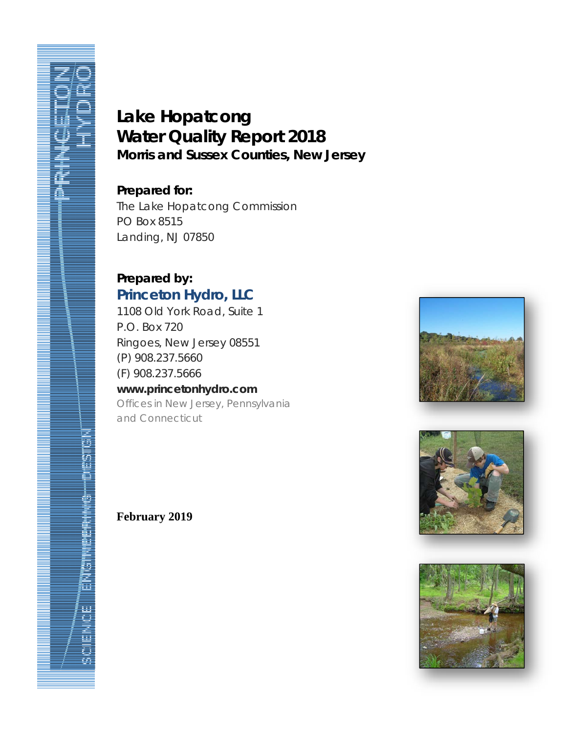# Lake Hopatcong
# Water Quality Report 2018
## Morris and Sussex Counties, New Jersey

**Prepared for:**

The Lake Hopatcong Commission
PO Box 8515
Landing, NJ 07850

**Prepared by:**

**Princeton Hydro, LLC**
1108 Old York Road, Suite 1
P.O. Box 720
Ringoes, New Jersey 08551
(P) 908.237.5660
(F) 908.237.5666
**www.princetonhydro.com**
Offices in New Jersey, Pennsylvania and Connecticut

**February 2019**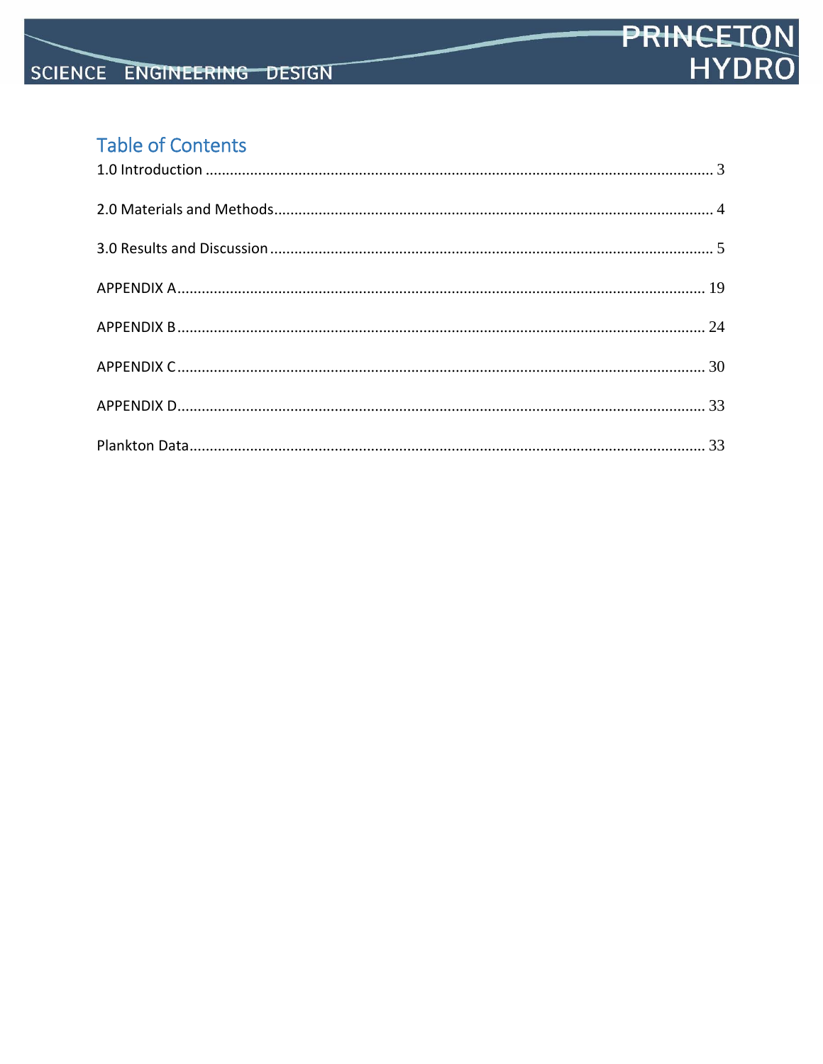## Table of Contents

1.0 Introduction ........................................................................................................................ 3

2.0 Materials and Methods ....................................................................................................... 4

3.0 Results and Discussion ....................................................................................................... 5

APPENDIX A ......................................................................................................................... 19

APPENDIX B ......................................................................................................................... 24

APPENDIX C ......................................................................................................................... 30

APPENDIX D ......................................................................................................................... 33

Plankton Data ....................................................................................................................... 33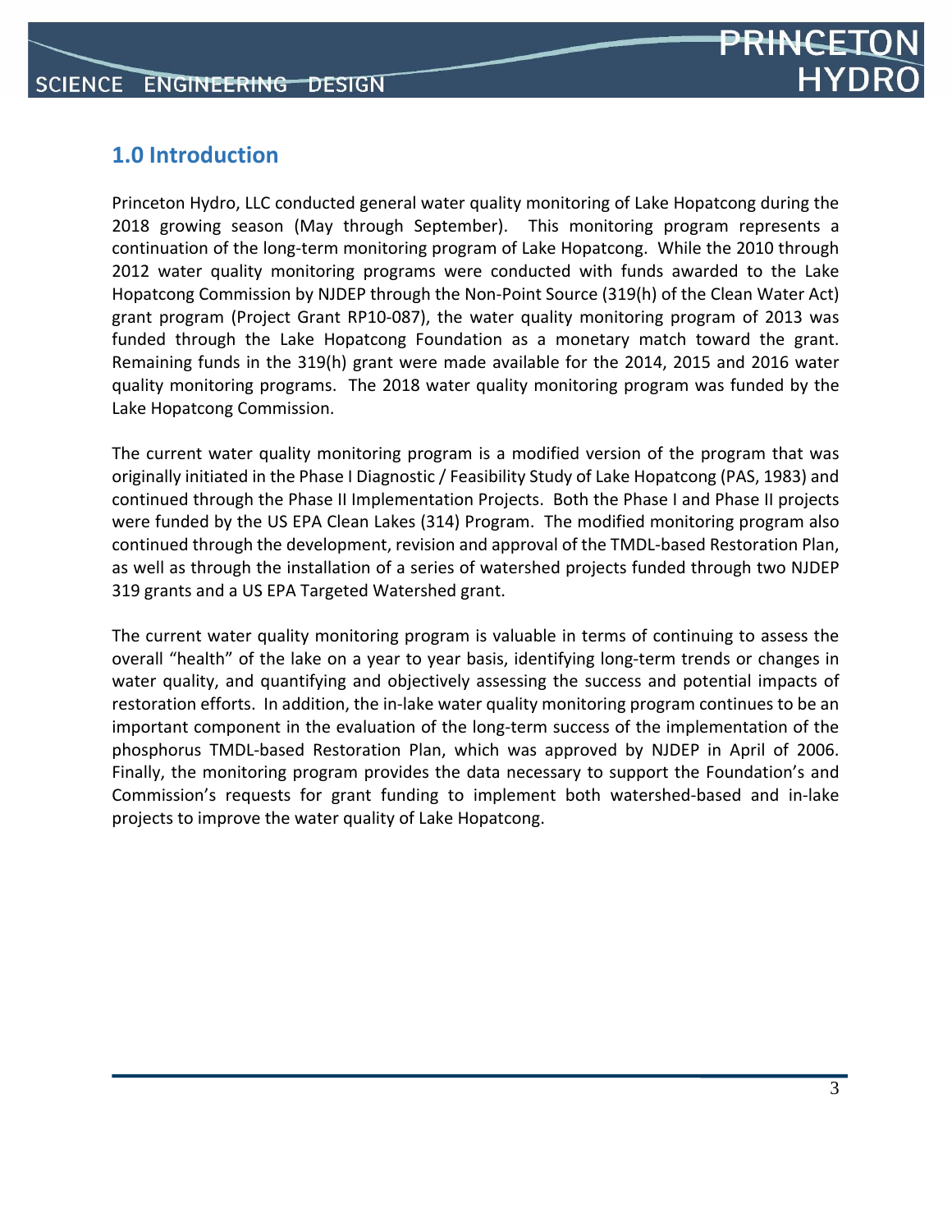## 1.0 Introduction

Princeton Hydro, LLC conducted general water quality monitoring of Lake Hopatcong during the 2018 growing season (May through September). This monitoring program represents a continuation of the long-term monitoring program of Lake Hopatcong. While the 2010 through 2012 water quality monitoring programs were conducted with funds awarded to the Lake Hopatcong Commission by NJDEP through the Non-Point Source (319(h) of the Clean Water Act) grant program (Project Grant RP10-087), the water quality monitoring program of 2013 was funded through the Lake Hopatcong Foundation as a monetary match toward the grant. Remaining funds in the 319(h) grant were made available for the 2014, 2015 and 2016 water quality monitoring programs. The 2018 water quality monitoring program was funded by the Lake Hopatcong Commission.

The current water quality monitoring program is a modified version of the program that was originally initiated in the Phase I Diagnostic / Feasibility Study of Lake Hopatcong (PAS, 1983) and continued through the Phase II Implementation Projects. Both the Phase I and Phase II projects were funded by the US EPA Clean Lakes (314) Program. The modified monitoring program also continued through the development, revision and approval of the TMDL-based Restoration Plan, as well as through the installation of a series of watershed projects funded through two NJDEP 319 grants and a US EPA Targeted Watershed grant.

The current water quality monitoring program is valuable in terms of continuing to assess the overall "health" of the lake on a year to year basis, identifying long-term trends or changes in water quality, and quantifying and objectively assessing the success and potential impacts of restoration efforts. In addition, the in-lake water quality monitoring program continues to be an important component in the evaluation of the long-term success of the implementation of the phosphorus TMDL-based Restoration Plan, which was approved by NJDEP in April of 2006. Finally, the monitoring program provides the data necessary to support the Foundation's and Commission's requests for grant funding to implement both watershed-based and in-lake projects to improve the water quality of Lake Hopatcong.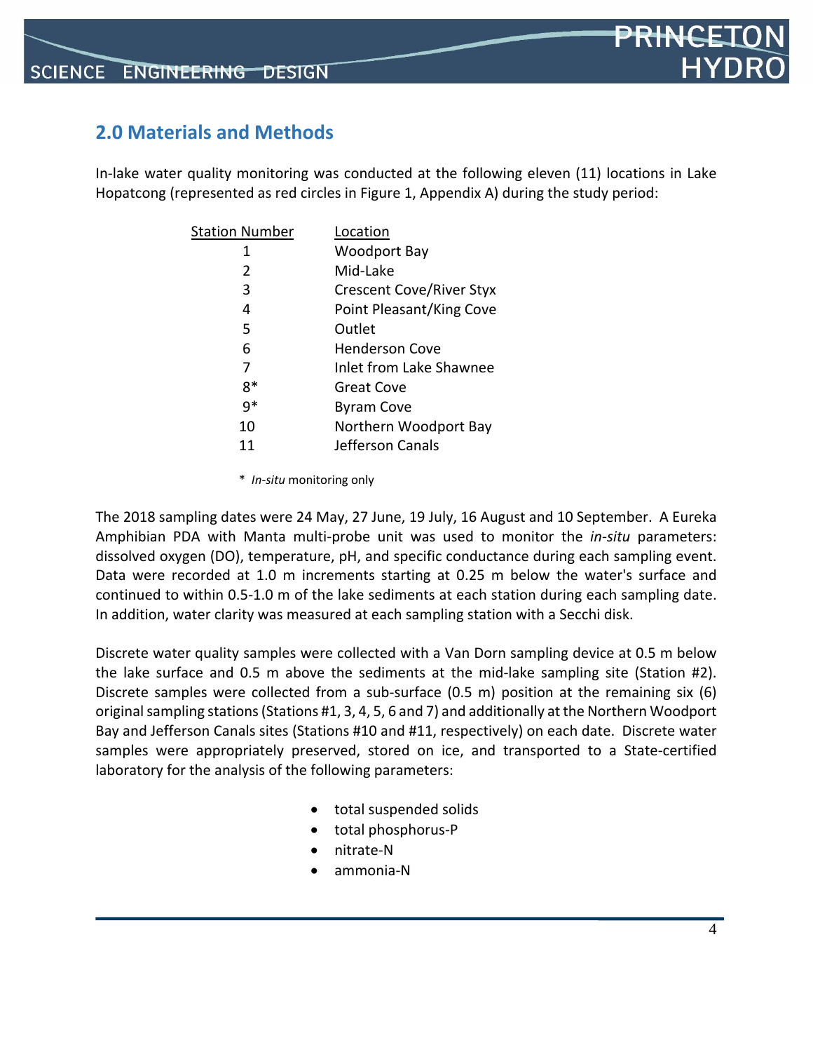## 2.0 Materials and Methods

In-lake water quality monitoring was conducted at the following eleven (11) locations in Lake Hopatcong (represented as red circles in Figure 1, Appendix A) during the study period:

| Station Number | Location |
|---|---|
| 1 | Woodport Bay |
| 2 | Mid-Lake |
| 3 | Crescent Cove/River Styx |
| 4 | Point Pleasant/King Cove |
| 5 | Outlet |
| 6 | Henderson Cove |
| 7 | Inlet from Lake Shawnee |
| 8* | Great Cove |
| 9* | Byram Cove |
| 10 | Northern Woodport Bay |
| 11 | Jefferson Canals |

\* *In-situ* monitoring only

The 2018 sampling dates were 24 May, 27 June, 19 July, 16 August and 10 September. A Eureka Amphibian PDA with Manta multi-probe unit was used to monitor the *in-situ* parameters: dissolved oxygen (DO), temperature, pH, and specific conductance during each sampling event. Data were recorded at 1.0 m increments starting at 0.25 m below the water's surface and continued to within 0.5-1.0 m of the lake sediments at each station during each sampling date. In addition, water clarity was measured at each sampling station with a Secchi disk.

Discrete water quality samples were collected with a Van Dorn sampling device at 0.5 m below the lake surface and 0.5 m above the sediments at the mid-lake sampling site (Station #2). Discrete samples were collected from a sub-surface (0.5 m) position at the remaining six (6) original sampling stations (Stations #1, 3, 4, 5, 6 and 7) and additionally at the Northern Woodport Bay and Jefferson Canals sites (Stations #10 and #11, respectively) on each date. Discrete water samples were appropriately preserved, stored on ice, and transported to a State-certified laboratory for the analysis of the following parameters:

- total suspended solids
- total phosphorus-P
- nitrate-N
- ammonia-N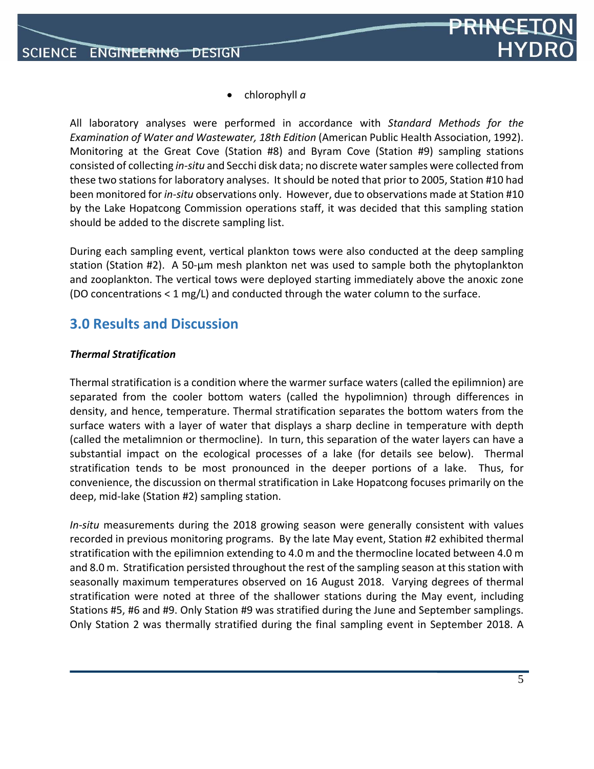- chlorophyll *a*

All laboratory analyses were performed in accordance with *Standard Methods for the Examination of Water and Wastewater, 18th Edition* (American Public Health Association, 1992). Monitoring at the Great Cove (Station #8) and Byram Cove (Station #9) sampling stations consisted of collecting *in-situ* and Secchi disk data; no discrete water samples were collected from these two stations for laboratory analyses. It should be noted that prior to 2005, Station #10 had been monitored for *in-situ* observations only. However, due to observations made at Station #10 by the Lake Hopatcong Commission operations staff, it was decided that this sampling station should be added to the discrete sampling list.

During each sampling event, vertical plankton tows were also conducted at the deep sampling station (Station #2). A 50-µm mesh plankton net was used to sample both the phytoplankton and zooplankton. The vertical tows were deployed starting immediately above the anoxic zone (DO concentrations < 1 mg/L) and conducted through the water column to the surface.

## 3.0 Results and Discussion

***Thermal Stratification***

Thermal stratification is a condition where the warmer surface waters (called the epilimnion) are separated from the cooler bottom waters (called the hypolimnion) through differences in density, and hence, temperature. Thermal stratification separates the bottom waters from the surface waters with a layer of water that displays a sharp decline in temperature with depth (called the metalimnion or thermocline). In turn, this separation of the water layers can have a substantial impact on the ecological processes of a lake (for details see below). Thermal stratification tends to be most pronounced in the deeper portions of a lake. Thus, for convenience, the discussion on thermal stratification in Lake Hopatcong focuses primarily on the deep, mid-lake (Station #2) sampling station.

*In-situ* measurements during the 2018 growing season were generally consistent with values recorded in previous monitoring programs. By the late May event, Station #2 exhibited thermal stratification with the epilimnion extending to 4.0 m and the thermocline located between 4.0 m and 8.0 m. Stratification persisted throughout the rest of the sampling season at this station with seasonally maximum temperatures observed on 16 August 2018. Varying degrees of thermal stratification were noted at three of the shallower stations during the May event, including Stations #5, #6 and #9. Only Station #9 was stratified during the June and September samplings. Only Station 2 was thermally stratified during the final sampling event in September 2018. A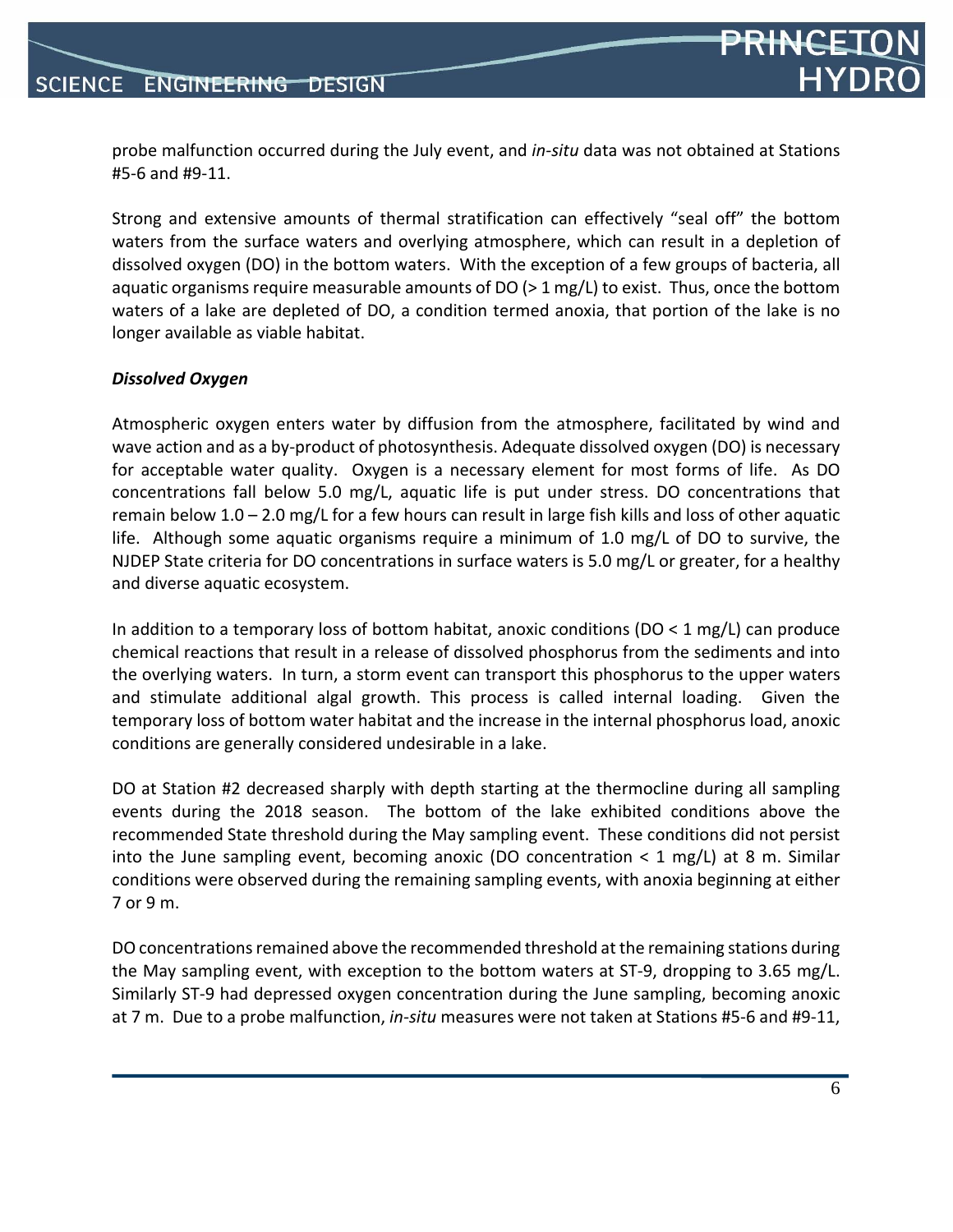probe malfunction occurred during the July event, and *in-situ* data was not obtained at Stations #5-6 and #9-11.

Strong and extensive amounts of thermal stratification can effectively "seal off" the bottom waters from the surface waters and overlying atmosphere, which can result in a depletion of dissolved oxygen (DO) in the bottom waters. With the exception of a few groups of bacteria, all aquatic organisms require measurable amounts of DO (> 1 mg/L) to exist. Thus, once the bottom waters of a lake are depleted of DO, a condition termed anoxia, that portion of the lake is no longer available as viable habitat.

***Dissolved Oxygen***

Atmospheric oxygen enters water by diffusion from the atmosphere, facilitated by wind and wave action and as a by-product of photosynthesis. Adequate dissolved oxygen (DO) is necessary for acceptable water quality. Oxygen is a necessary element for most forms of life. As DO concentrations fall below 5.0 mg/L, aquatic life is put under stress. DO concentrations that remain below 1.0 – 2.0 mg/L for a few hours can result in large fish kills and loss of other aquatic life. Although some aquatic organisms require a minimum of 1.0 mg/L of DO to survive, the NJDEP State criteria for DO concentrations in surface waters is 5.0 mg/L or greater, for a healthy and diverse aquatic ecosystem.

In addition to a temporary loss of bottom habitat, anoxic conditions (DO < 1 mg/L) can produce chemical reactions that result in a release of dissolved phosphorus from the sediments and into the overlying waters. In turn, a storm event can transport this phosphorus to the upper waters and stimulate additional algal growth. This process is called internal loading. Given the temporary loss of bottom water habitat and the increase in the internal phosphorus load, anoxic conditions are generally considered undesirable in a lake.

DO at Station #2 decreased sharply with depth starting at the thermocline during all sampling events during the 2018 season. The bottom of the lake exhibited conditions above the recommended State threshold during the May sampling event. These conditions did not persist into the June sampling event, becoming anoxic (DO concentration < 1 mg/L) at 8 m. Similar conditions were observed during the remaining sampling events, with anoxia beginning at either 7 or 9 m.

DO concentrations remained above the recommended threshold at the remaining stations during the May sampling event, with exception to the bottom waters at ST-9, dropping to 3.65 mg/L. Similarly ST-9 had depressed oxygen concentration during the June sampling, becoming anoxic at 7 m. Due to a probe malfunction, *in-situ* measures were not taken at Stations #5-6 and #9-11,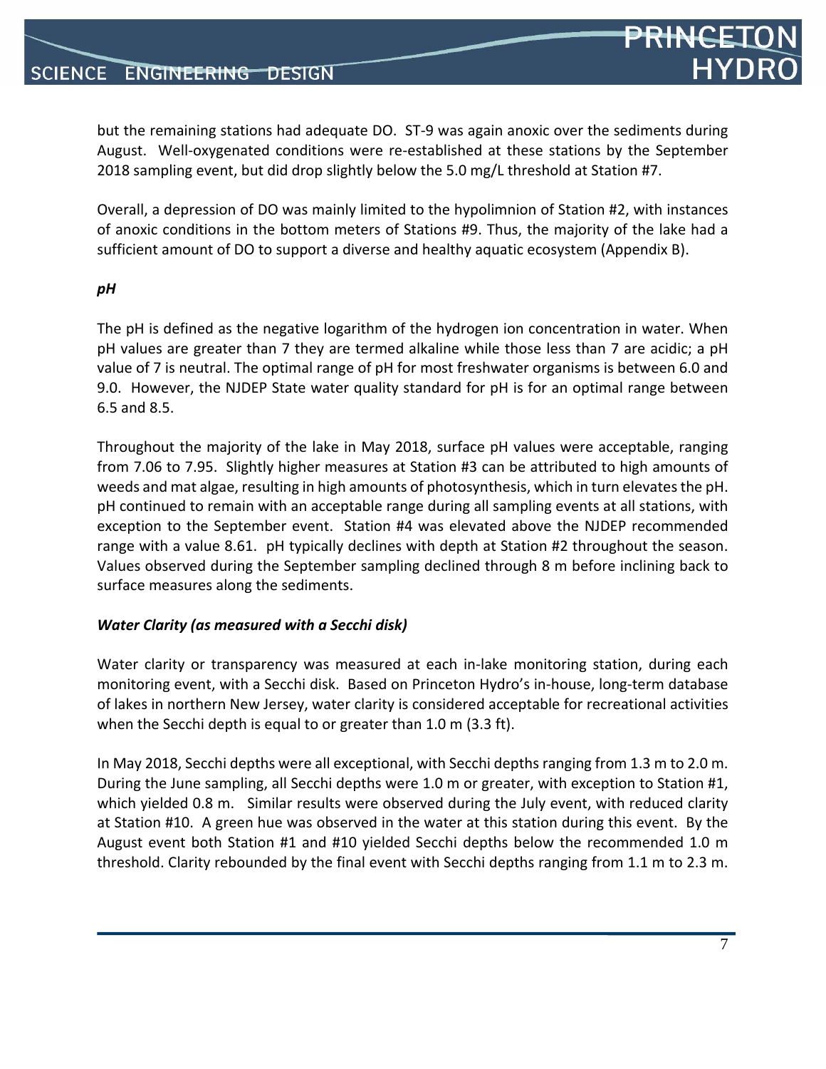but the remaining stations had adequate DO. ST-9 was again anoxic over the sediments during August. Well-oxygenated conditions were re-established at these stations by the September 2018 sampling event, but did drop slightly below the 5.0 mg/L threshold at Station #7.

Overall, a depression of DO was mainly limited to the hypolimnion of Station #2, with instances of anoxic conditions in the bottom meters of Stations #9. Thus, the majority of the lake had a sufficient amount of DO to support a diverse and healthy aquatic ecosystem (Appendix B).

### ***pH***

The pH is defined as the negative logarithm of the hydrogen ion concentration in water. When pH values are greater than 7 they are termed alkaline while those less than 7 are acidic; a pH value of 7 is neutral. The optimal range of pH for most freshwater organisms is between 6.0 and 9.0. However, the NJDEP State water quality standard for pH is for an optimal range between 6.5 and 8.5.

Throughout the majority of the lake in May 2018, surface pH values were acceptable, ranging from 7.06 to 7.95. Slightly higher measures at Station #3 can be attributed to high amounts of weeds and mat algae, resulting in high amounts of photosynthesis, which in turn elevates the pH. pH continued to remain with an acceptable range during all sampling events at all stations, with exception to the September event. Station #4 was elevated above the NJDEP recommended range with a value 8.61. pH typically declines with depth at Station #2 throughout the season. Values observed during the September sampling declined through 8 m before inclining back to surface measures along the sediments.

### ***Water Clarity (as measured with a Secchi disk)***

Water clarity or transparency was measured at each in-lake monitoring station, during each monitoring event, with a Secchi disk. Based on Princeton Hydro's in-house, long-term database of lakes in northern New Jersey, water clarity is considered acceptable for recreational activities when the Secchi depth is equal to or greater than 1.0 m (3.3 ft).

In May 2018, Secchi depths were all exceptional, with Secchi depths ranging from 1.3 m to 2.0 m. During the June sampling, all Secchi depths were 1.0 m or greater, with exception to Station #1, which yielded 0.8 m. Similar results were observed during the July event, with reduced clarity at Station #10. A green hue was observed in the water at this station during this event. By the August event both Station #1 and #10 yielded Secchi depths below the recommended 1.0 m threshold. Clarity rebounded by the final event with Secchi depths ranging from 1.1 m to 2.3 m.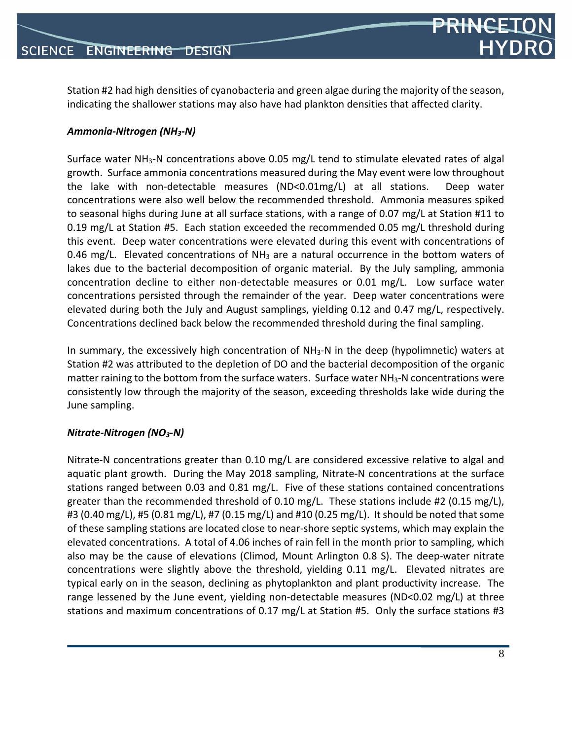Station #2 had high densities of cyanobacteria and green algae during the majority of the season, indicating the shallower stations may also have had plankton densities that affected clarity.

### *Ammonia-Nitrogen ($NH_3$-N)*

Surface water $NH_3$-N concentrations above 0.05 mg/L tend to stimulate elevated rates of algal growth. Surface ammonia concentrations measured during the May event were low throughout the lake with non-detectable measures (ND<0.01mg/L) at all stations. Deep water concentrations were also well below the recommended threshold. Ammonia measures spiked to seasonal highs during June at all surface stations, with a range of 0.07 mg/L at Station #11 to 0.19 mg/L at Station #5. Each station exceeded the recommended 0.05 mg/L threshold during this event. Deep water concentrations were elevated during this event with concentrations of 0.46 mg/L. Elevated concentrations of $NH_3$ are a natural occurrence in the bottom waters of lakes due to the bacterial decomposition of organic material. By the July sampling, ammonia concentration decline to either non-detectable measures or 0.01 mg/L. Low surface water concentrations persisted through the remainder of the year. Deep water concentrations were elevated during both the July and August samplings, yielding 0.12 and 0.47 mg/L, respectively. Concentrations declined back below the recommended threshold during the final sampling.

In summary, the excessively high concentration of $NH_3$-N in the deep (hypolimnetic) waters at Station #2 was attributed to the depletion of DO and the bacterial decomposition of the organic matter raining to the bottom from the surface waters. Surface water $NH_3$-N concentrations were consistently low through the majority of the season, exceeding thresholds lake wide during the June sampling.

### *Nitrate-Nitrogen ($NO_3$-N)*

Nitrate-N concentrations greater than 0.10 mg/L are considered excessive relative to algal and aquatic plant growth. During the May 2018 sampling, Nitrate-N concentrations at the surface stations ranged between 0.03 and 0.81 mg/L. Five of these stations contained concentrations greater than the recommended threshold of 0.10 mg/L. These stations include #2 (0.15 mg/L), #3 (0.40 mg/L), #5 (0.81 mg/L), #7 (0.15 mg/L) and #10 (0.25 mg/L). It should be noted that some of these sampling stations are located close to near-shore septic systems, which may explain the elevated concentrations. A total of 4.06 inches of rain fell in the month prior to sampling, which also may be the cause of elevations (Climod, Mount Arlington 0.8 S). The deep-water nitrate concentrations were slightly above the threshold, yielding 0.11 mg/L. Elevated nitrates are typical early on in the season, declining as phytoplankton and plant productivity increase. The range lessened by the June event, yielding non-detectable measures (ND<0.02 mg/L) at three stations and maximum concentrations of 0.17 mg/L at Station #5. Only the surface stations #3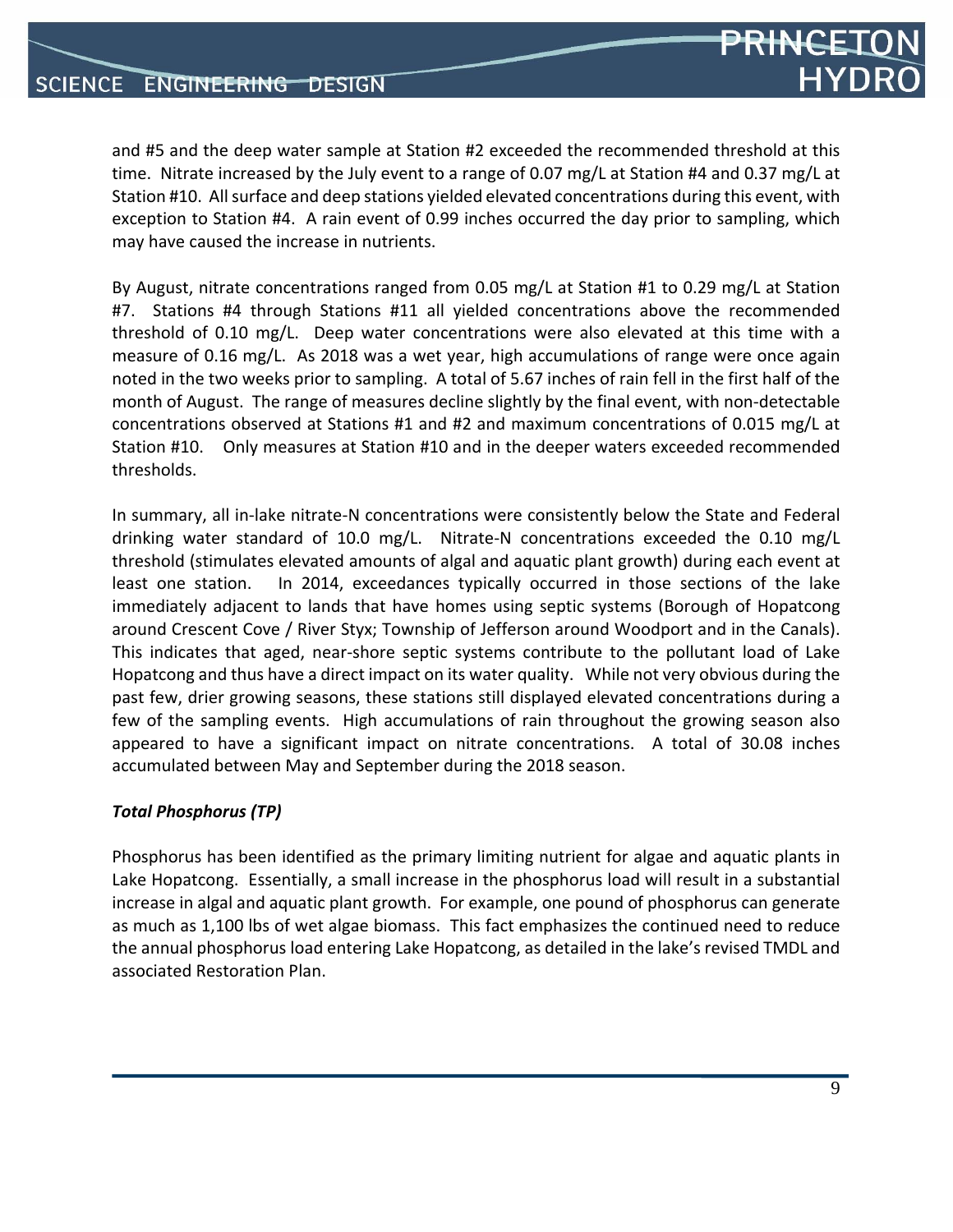and #5 and the deep water sample at Station #2 exceeded the recommended threshold at this time. Nitrate increased by the July event to a range of 0.07 mg/L at Station #4 and 0.37 mg/L at Station #10. All surface and deep stations yielded elevated concentrations during this event, with exception to Station #4. A rain event of 0.99 inches occurred the day prior to sampling, which may have caused the increase in nutrients.

By August, nitrate concentrations ranged from 0.05 mg/L at Station #1 to 0.29 mg/L at Station #7. Stations #4 through Stations #11 all yielded concentrations above the recommended threshold of 0.10 mg/L. Deep water concentrations were also elevated at this time with a measure of 0.16 mg/L. As 2018 was a wet year, high accumulations of range were once again noted in the two weeks prior to sampling. A total of 5.67 inches of rain fell in the first half of the month of August. The range of measures decline slightly by the final event, with non-detectable concentrations observed at Stations #1 and #2 and maximum concentrations of 0.015 mg/L at Station #10. Only measures at Station #10 and in the deeper waters exceeded recommended thresholds.

In summary, all in-lake nitrate-N concentrations were consistently below the State and Federal drinking water standard of 10.0 mg/L. Nitrate-N concentrations exceeded the 0.10 mg/L threshold (stimulates elevated amounts of algal and aquatic plant growth) during each event at least one station. In 2014, exceedances typically occurred in those sections of the lake immediately adjacent to lands that have homes using septic systems (Borough of Hopatcong around Crescent Cove / River Styx; Township of Jefferson around Woodport and in the Canals). This indicates that aged, near-shore septic systems contribute to the pollutant load of Lake Hopatcong and thus have a direct impact on its water quality. While not very obvious during the past few, drier growing seasons, these stations still displayed elevated concentrations during a few of the sampling events. High accumulations of rain throughout the growing season also appeared to have a significant impact on nitrate concentrations. A total of 30.08 inches accumulated between May and September during the 2018 season.

***Total Phosphorus (TP)***

Phosphorus has been identified as the primary limiting nutrient for algae and aquatic plants in Lake Hopatcong. Essentially, a small increase in the phosphorus load will result in a substantial increase in algal and aquatic plant growth. For example, one pound of phosphorus can generate as much as 1,100 lbs of wet algae biomass. This fact emphasizes the continued need to reduce the annual phosphorus load entering Lake Hopatcong, as detailed in the lake's revised TMDL and associated Restoration Plan.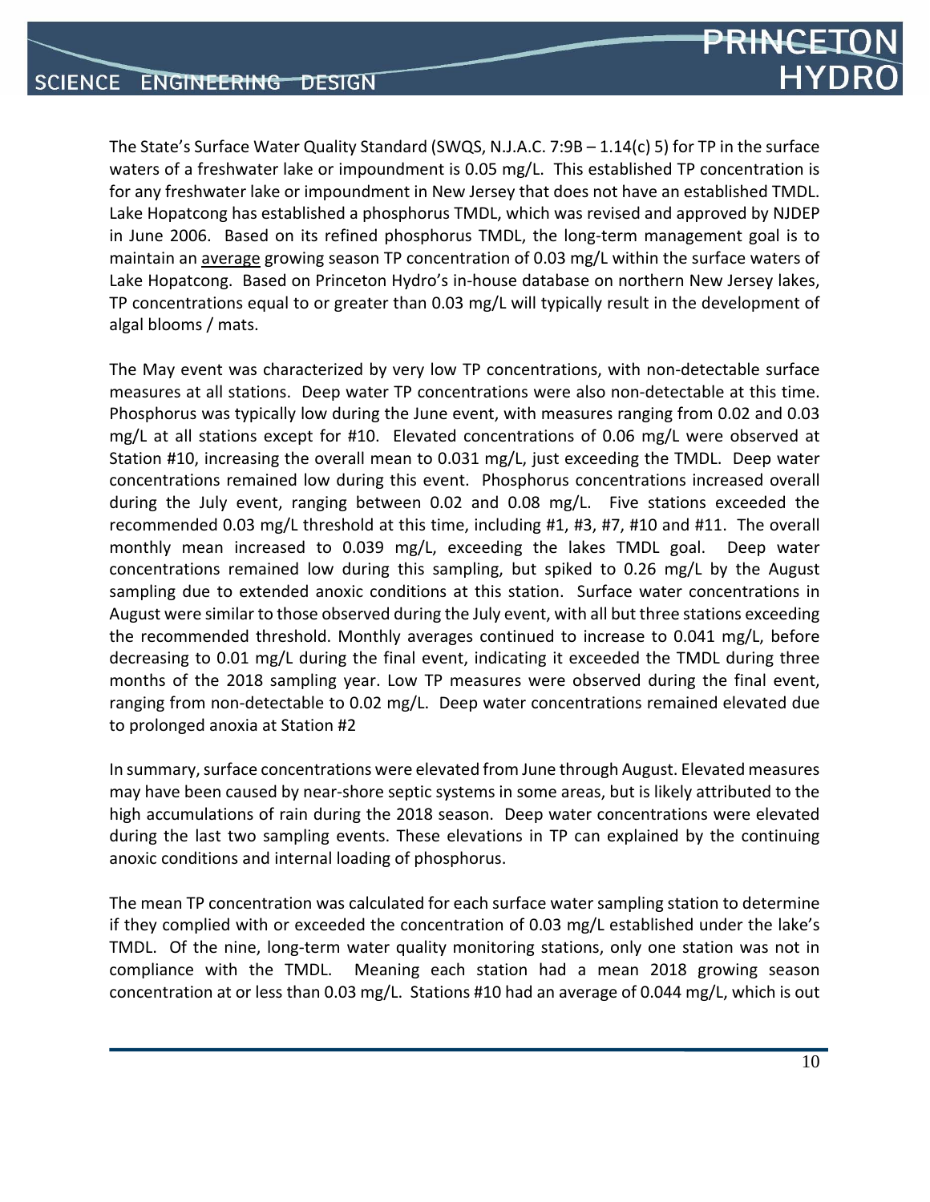The State's Surface Water Quality Standard (SWQS, N.J.A.C. 7:9B – 1.14(c) 5) for TP in the surface waters of a freshwater lake or impoundment is 0.05 mg/L. This established TP concentration is for any freshwater lake or impoundment in New Jersey that does not have an established TMDL. Lake Hopatcong has established a phosphorus TMDL, which was revised and approved by NJDEP in June 2006. Based on its refined phosphorus TMDL, the long-term management goal is to maintain an <u>average</u> growing season TP concentration of 0.03 mg/L within the surface waters of Lake Hopatcong. Based on Princeton Hydro's in-house database on northern New Jersey lakes, TP concentrations equal to or greater than 0.03 mg/L will typically result in the development of algal blooms / mats.

The May event was characterized by very low TP concentrations, with non-detectable surface measures at all stations. Deep water TP concentrations were also non-detectable at this time. Phosphorus was typically low during the June event, with measures ranging from 0.02 and 0.03 mg/L at all stations except for #10. Elevated concentrations of 0.06 mg/L were observed at Station #10, increasing the overall mean to 0.031 mg/L, just exceeding the TMDL. Deep water concentrations remained low during this event. Phosphorus concentrations increased overall during the July event, ranging between 0.02 and 0.08 mg/L. Five stations exceeded the recommended 0.03 mg/L threshold at this time, including #1, #3, #7, #10 and #11. The overall monthly mean increased to 0.039 mg/L, exceeding the lakes TMDL goal. Deep water concentrations remained low during this sampling, but spiked to 0.26 mg/L by the August sampling due to extended anoxic conditions at this station. Surface water concentrations in August were similar to those observed during the July event, with all but three stations exceeding the recommended threshold. Monthly averages continued to increase to 0.041 mg/L, before decreasing to 0.01 mg/L during the final event, indicating it exceeded the TMDL during three months of the 2018 sampling year. Low TP measures were observed during the final event, ranging from non-detectable to 0.02 mg/L. Deep water concentrations remained elevated due to prolonged anoxia at Station #2

In summary, surface concentrations were elevated from June through August. Elevated measures may have been caused by near-shore septic systems in some areas, but is likely attributed to the high accumulations of rain during the 2018 season. Deep water concentrations were elevated during the last two sampling events. These elevations in TP can explained by the continuing anoxic conditions and internal loading of phosphorus.

The mean TP concentration was calculated for each surface water sampling station to determine if they complied with or exceeded the concentration of 0.03 mg/L established under the lake's TMDL. Of the nine, long-term water quality monitoring stations, only one station was not in compliance with the TMDL. Meaning each station had a mean 2018 growing season concentration at or less than 0.03 mg/L. Stations #10 had an average of 0.044 mg/L, which is out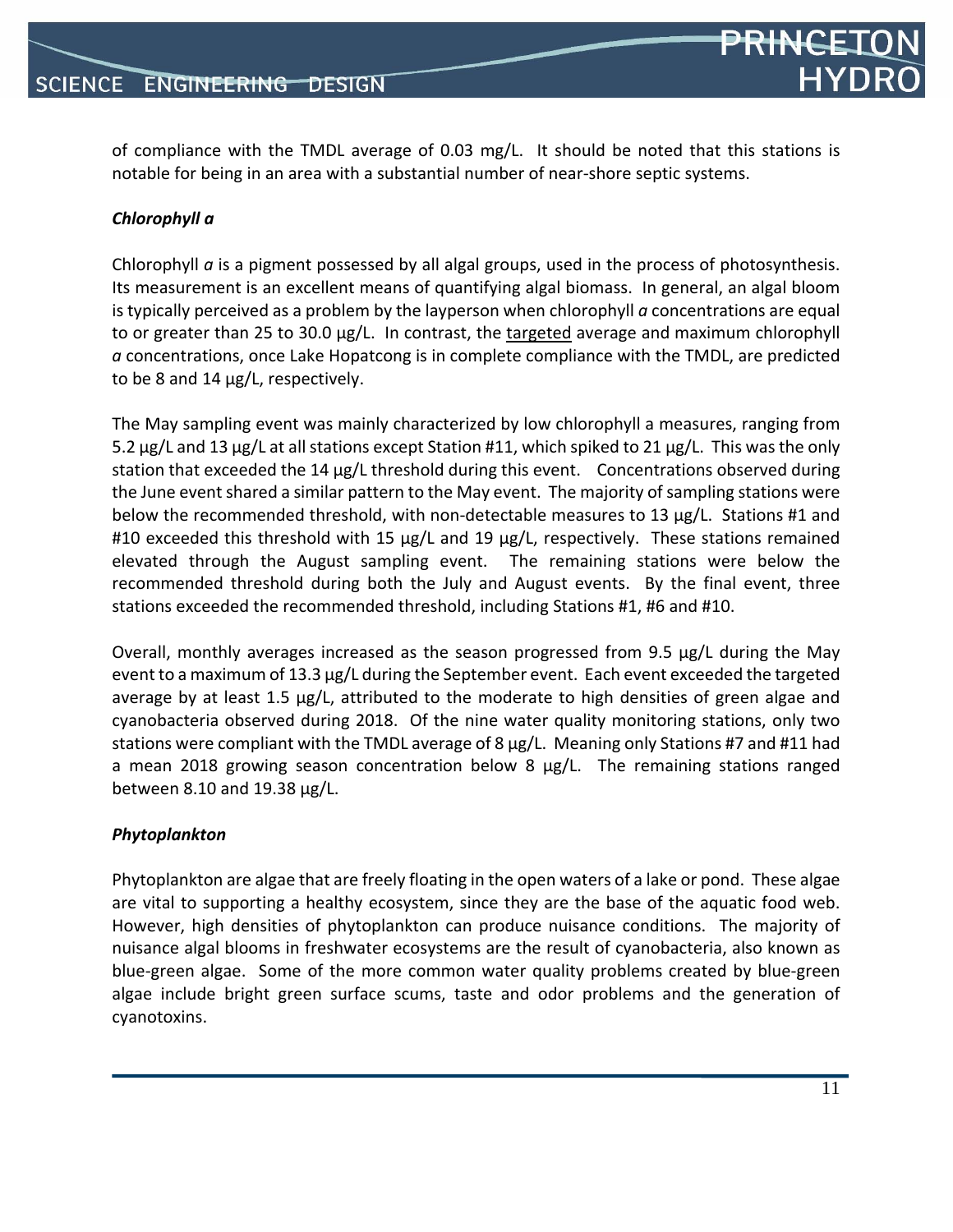of compliance with the TMDL average of 0.03 mg/L. It should be noted that this stations is notable for being in an area with a substantial number of near-shore septic systems.

### *Chlorophyll a*

Chlorophyll *a* is a pigment possessed by all algal groups, used in the process of photosynthesis. Its measurement is an excellent means of quantifying algal biomass. In general, an algal bloom is typically perceived as a problem by the layperson when chlorophyll *a* concentrations are equal to or greater than 25 to 30.0 µg/L. In contrast, the <u>targeted</u> average and maximum chlorophyll *a* concentrations, once Lake Hopatcong is in complete compliance with the TMDL, are predicted to be 8 and 14 µg/L, respectively.

The May sampling event was mainly characterized by low chlorophyll a measures, ranging from 5.2 µg/L and 13 µg/L at all stations except Station #11, which spiked to 21 µg/L. This was the only station that exceeded the 14 µg/L threshold during this event. Concentrations observed during the June event shared a similar pattern to the May event. The majority of sampling stations were below the recommended threshold, with non-detectable measures to 13 µg/L. Stations #1 and #10 exceeded this threshold with 15 µg/L and 19 µg/L, respectively. These stations remained elevated through the August sampling event. The remaining stations were below the recommended threshold during both the July and August events. By the final event, three stations exceeded the recommended threshold, including Stations #1, #6 and #10.

Overall, monthly averages increased as the season progressed from 9.5 µg/L during the May event to a maximum of 13.3 µg/L during the September event. Each event exceeded the targeted average by at least 1.5 µg/L, attributed to the moderate to high densities of green algae and cyanobacteria observed during 2018. Of the nine water quality monitoring stations, only two stations were compliant with the TMDL average of 8 µg/L. Meaning only Stations #7 and #11 had a mean 2018 growing season concentration below 8 µg/L. The remaining stations ranged between 8.10 and 19.38 µg/L.

### *Phytoplankton*

Phytoplankton are algae that are freely floating in the open waters of a lake or pond. These algae are vital to supporting a healthy ecosystem, since they are the base of the aquatic food web. However, high densities of phytoplankton can produce nuisance conditions. The majority of nuisance algal blooms in freshwater ecosystems are the result of cyanobacteria, also known as blue-green algae. Some of the more common water quality problems created by blue-green algae include bright green surface scums, taste and odor problems and the generation of cyanotoxins.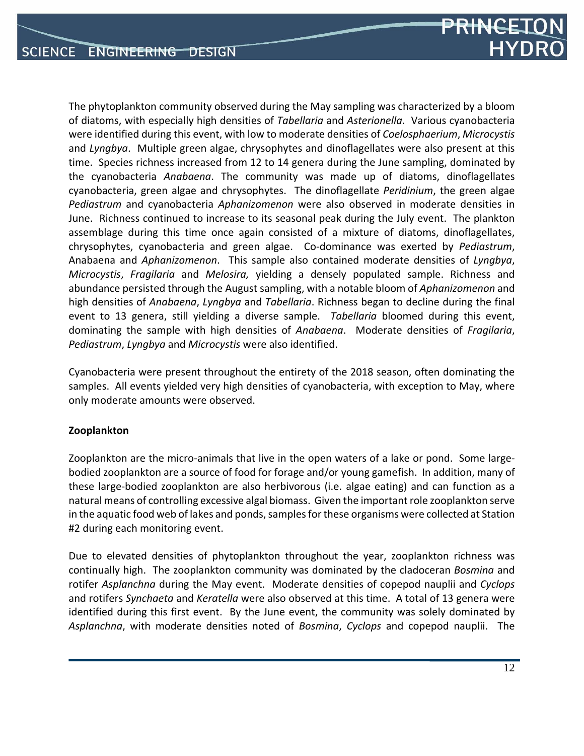The phytoplankton community observed during the May sampling was characterized by a bloom of diatoms, with especially high densities of *Tabellaria* and *Asterionella*. Various cyanobacteria were identified during this event, with low to moderate densities of *Coelosphaerium*, *Microcystis* and *Lyngbya*. Multiple green algae, chrysophytes and dinoflagellates were also present at this time. Species richness increased from 12 to 14 genera during the June sampling, dominated by the cyanobacteria *Anabaena*. The community was made up of diatoms, dinoflagellates cyanobacteria, green algae and chrysophytes. The dinoflagellate *Peridinium*, the green algae *Pediastrum* and cyanobacteria *Aphanizomenon* were also observed in moderate densities in June. Richness continued to increase to its seasonal peak during the July event. The plankton assemblage during this time once again consisted of a mixture of diatoms, dinoflagellates, chrysophytes, cyanobacteria and green algae. Co-dominance was exerted by *Pediastrum*, Anabaena and *Aphanizomenon*. This sample also contained moderate densities of *Lyngbya*, *Microcystis*, *Fragilaria* and *Melosira,* yielding a densely populated sample. Richness and abundance persisted through the August sampling, with a notable bloom of *Aphanizomenon* and high densities of *Anabaena*, *Lyngbya* and *Tabellaria*. Richness began to decline during the final event to 13 genera, still yielding a diverse sample. *Tabellaria* bloomed during this event, dominating the sample with high densities of *Anabaena*. Moderate densities of *Fragilaria*, *Pediastrum*, *Lyngbya* and *Microcystis* were also identified.

Cyanobacteria were present throughout the entirety of the 2018 season, often dominating the samples. All events yielded very high densities of cyanobacteria, with exception to May, where only moderate amounts were observed.

**Zooplankton**

Zooplankton are the micro-animals that live in the open waters of a lake or pond. Some large-bodied zooplankton are a source of food for forage and/or young gamefish. In addition, many of these large-bodied zooplankton are also herbivorous (i.e. algae eating) and can function as a natural means of controlling excessive algal biomass. Given the important role zooplankton serve in the aquatic food web of lakes and ponds, samples for these organisms were collected at Station #2 during each monitoring event.

Due to elevated densities of phytoplankton throughout the year, zooplankton richness was continually high. The zooplankton community was dominated by the cladoceran *Bosmina* and rotifer *Asplanchna* during the May event. Moderate densities of copepod nauplii and *Cyclops* and rotifers *Synchaeta* and *Keratella* were also observed at this time. A total of 13 genera were identified during this first event. By the June event, the community was solely dominated by *Asplanchna*, with moderate densities noted of *Bosmina*, *Cyclops* and copepod nauplii. The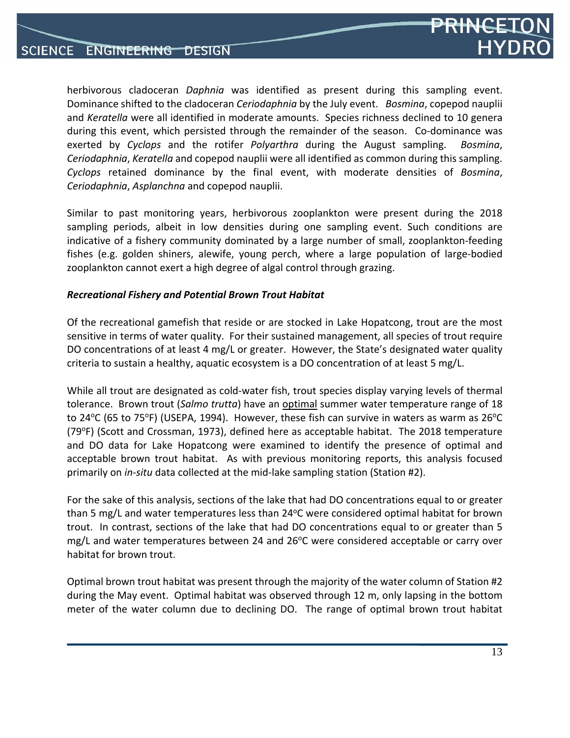herbivorous cladoceran *Daphnia* was identified as present during this sampling event. Dominance shifted to the cladoceran *Ceriodaphnia* by the July event. *Bosmina*, copepod nauplii and *Keratella* were all identified in moderate amounts. Species richness declined to 10 genera during this event, which persisted through the remainder of the season. Co-dominance was exerted by *Cyclops* and the rotifer *Polyarthra* during the August sampling. *Bosmina*, *Ceriodaphnia*, *Keratella* and copepod nauplii were all identified as common during this sampling. *Cyclops* retained dominance by the final event, with moderate densities of *Bosmina*, *Ceriodaphnia*, *Asplanchna* and copepod nauplii.

Similar to past monitoring years, herbivorous zooplankton were present during the 2018 sampling periods, albeit in low densities during one sampling event. Such conditions are indicative of a fishery community dominated by a large number of small, zooplankton-feeding fishes (e.g. golden shiners, alewife, young perch, where a large population of large-bodied zooplankton cannot exert a high degree of algal control through grazing.

### *Recreational Fishery and Potential Brown Trout Habitat*

Of the recreational gamefish that reside or are stocked in Lake Hopatcong, trout are the most sensitive in terms of water quality. For their sustained management, all species of trout require DO concentrations of at least 4 mg/L or greater. However, the State's designated water quality criteria to sustain a healthy, aquatic ecosystem is a DO concentration of at least 5 mg/L.

While all trout are designated as cold-water fish, trout species display varying levels of thermal tolerance. Brown trout (*Salmo trutta*) have an <u>optimal</u> summer water temperature range of 18 to 24°C (65 to 75°F) (USEPA, 1994). However, these fish can survive in waters as warm as 26°C (79°F) (Scott and Crossman, 1973), defined here as acceptable habitat. The 2018 temperature and DO data for Lake Hopatcong were examined to identify the presence of optimal and acceptable brown trout habitat. As with previous monitoring reports, this analysis focused primarily on *in-situ* data collected at the mid-lake sampling station (Station #2).

For the sake of this analysis, sections of the lake that had DO concentrations equal to or greater than 5 mg/L and water temperatures less than 24°C were considered optimal habitat for brown trout. In contrast, sections of the lake that had DO concentrations equal to or greater than 5 mg/L and water temperatures between 24 and 26°C were considered acceptable or carry over habitat for brown trout.

Optimal brown trout habitat was present through the majority of the water column of Station #2 during the May event. Optimal habitat was observed through 12 m, only lapsing in the bottom meter of the water column due to declining DO. The range of optimal brown trout habitat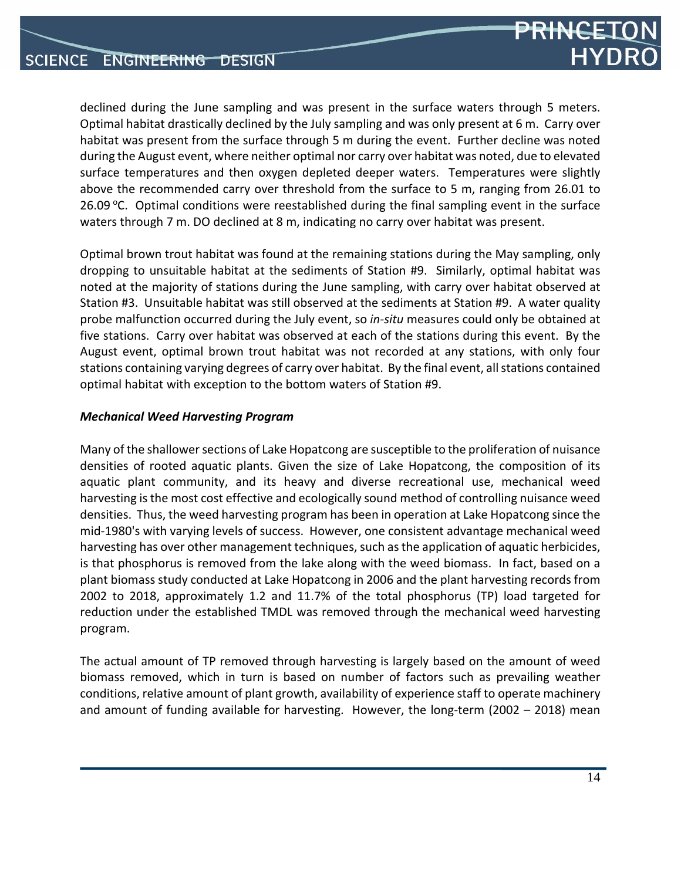declined during the June sampling and was present in the surface waters through 5 meters. Optimal habitat drastically declined by the July sampling and was only present at 6 m. Carry over habitat was present from the surface through 5 m during the event. Further decline was noted during the August event, where neither optimal nor carry over habitat was noted, due to elevated surface temperatures and then oxygen depleted deeper waters. Temperatures were slightly above the recommended carry over threshold from the surface to 5 m, ranging from 26.01 to 26.09 °C. Optimal conditions were reestablished during the final sampling event in the surface waters through 7 m. DO declined at 8 m, indicating no carry over habitat was present.

Optimal brown trout habitat was found at the remaining stations during the May sampling, only dropping to unsuitable habitat at the sediments of Station #9. Similarly, optimal habitat was noted at the majority of stations during the June sampling, with carry over habitat observed at Station #3. Unsuitable habitat was still observed at the sediments at Station #9. A water quality probe malfunction occurred during the July event, so *in-situ* measures could only be obtained at five stations. Carry over habitat was observed at each of the stations during this event. By the August event, optimal brown trout habitat was not recorded at any stations, with only four stations containing varying degrees of carry over habitat. By the final event, all stations contained optimal habitat with exception to the bottom waters of Station #9.

***Mechanical Weed Harvesting Program***

Many of the shallower sections of Lake Hopatcong are susceptible to the proliferation of nuisance densities of rooted aquatic plants. Given the size of Lake Hopatcong, the composition of its aquatic plant community, and its heavy and diverse recreational use, mechanical weed harvesting is the most cost effective and ecologically sound method of controlling nuisance weed densities. Thus, the weed harvesting program has been in operation at Lake Hopatcong since the mid-1980's with varying levels of success. However, one consistent advantage mechanical weed harvesting has over other management techniques, such as the application of aquatic herbicides, is that phosphorus is removed from the lake along with the weed biomass. In fact, based on a plant biomass study conducted at Lake Hopatcong in 2006 and the plant harvesting records from 2002 to 2018, approximately 1.2 and 11.7% of the total phosphorus (TP) load targeted for reduction under the established TMDL was removed through the mechanical weed harvesting program.

The actual amount of TP removed through harvesting is largely based on the amount of weed biomass removed, which in turn is based on number of factors such as prevailing weather conditions, relative amount of plant growth, availability of experience staff to operate machinery and amount of funding available for harvesting. However, the long-term (2002 – 2018) mean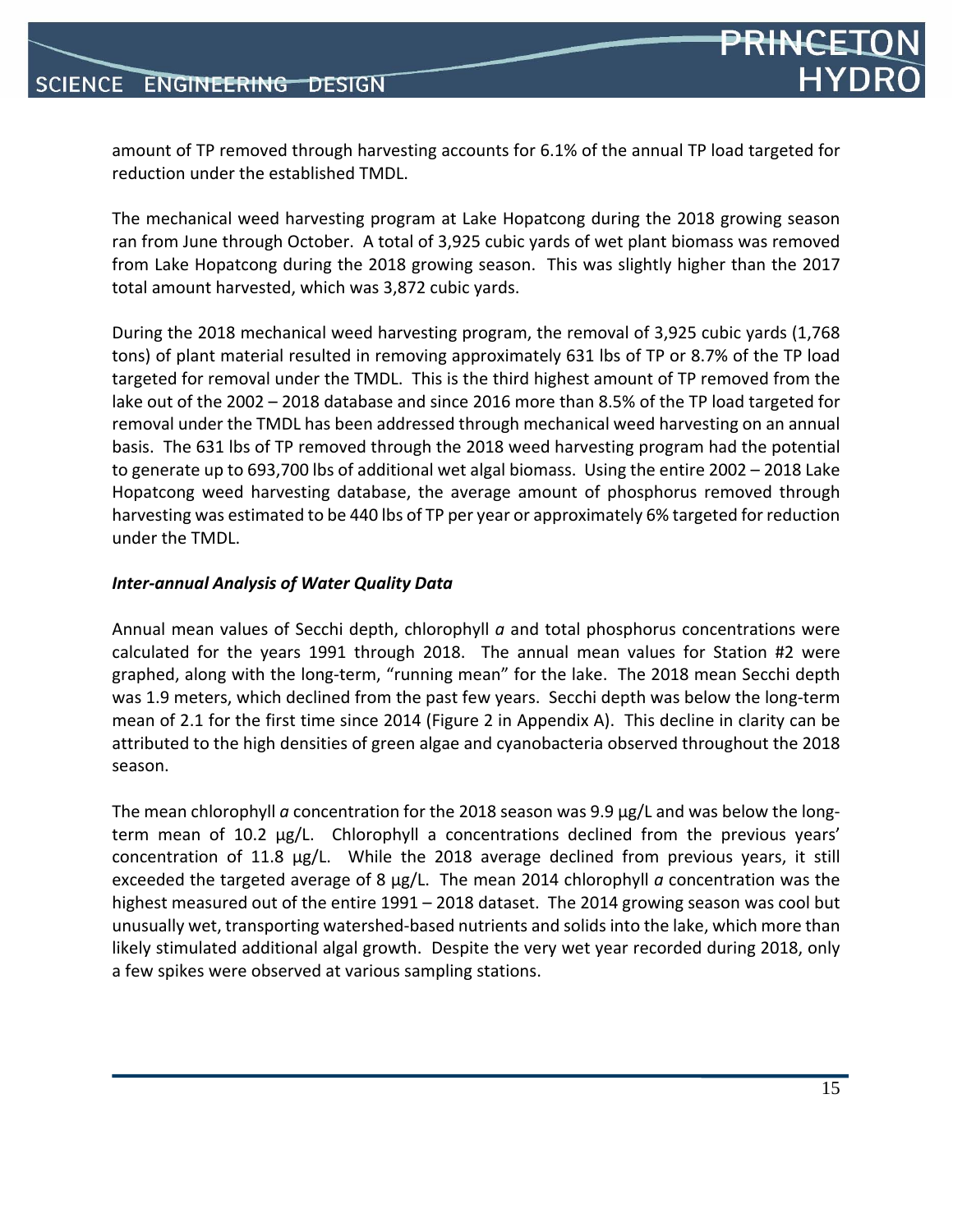amount of TP removed through harvesting accounts for 6.1% of the annual TP load targeted for reduction under the established TMDL.

The mechanical weed harvesting program at Lake Hopatcong during the 2018 growing season ran from June through October. A total of 3,925 cubic yards of wet plant biomass was removed from Lake Hopatcong during the 2018 growing season. This was slightly higher than the 2017 total amount harvested, which was 3,872 cubic yards.

During the 2018 mechanical weed harvesting program, the removal of 3,925 cubic yards (1,768 tons) of plant material resulted in removing approximately 631 lbs of TP or 8.7% of the TP load targeted for removal under the TMDL. This is the third highest amount of TP removed from the lake out of the 2002 – 2018 database and since 2016 more than 8.5% of the TP load targeted for removal under the TMDL has been addressed through mechanical weed harvesting on an annual basis. The 631 lbs of TP removed through the 2018 weed harvesting program had the potential to generate up to 693,700 lbs of additional wet algal biomass. Using the entire 2002 – 2018 Lake Hopatcong weed harvesting database, the average amount of phosphorus removed through harvesting was estimated to be 440 lbs of TP per year or approximately 6% targeted for reduction under the TMDL.

### *Inter-annual Analysis of Water Quality Data*

Annual mean values of Secchi depth, chlorophyll *a* and total phosphorus concentrations were calculated for the years 1991 through 2018. The annual mean values for Station #2 were graphed, along with the long-term, "running mean" for the lake. The 2018 mean Secchi depth was 1.9 meters, which declined from the past few years. Secchi depth was below the long-term mean of 2.1 for the first time since 2014 (Figure 2 in Appendix A). This decline in clarity can be attributed to the high densities of green algae and cyanobacteria observed throughout the 2018 season.

The mean chlorophyll *a* concentration for the 2018 season was 9.9 µg/L and was below the long-term mean of 10.2 µg/L. Chlorophyll a concentrations declined from the previous years' concentration of 11.8 µg/L. While the 2018 average declined from previous years, it still exceeded the targeted average of 8 µg/L. The mean 2014 chlorophyll *a* concentration was the highest measured out of the entire 1991 – 2018 dataset. The 2014 growing season was cool but unusually wet, transporting watershed-based nutrients and solids into the lake, which more than likely stimulated additional algal growth. Despite the very wet year recorded during 2018, only a few spikes were observed at various sampling stations.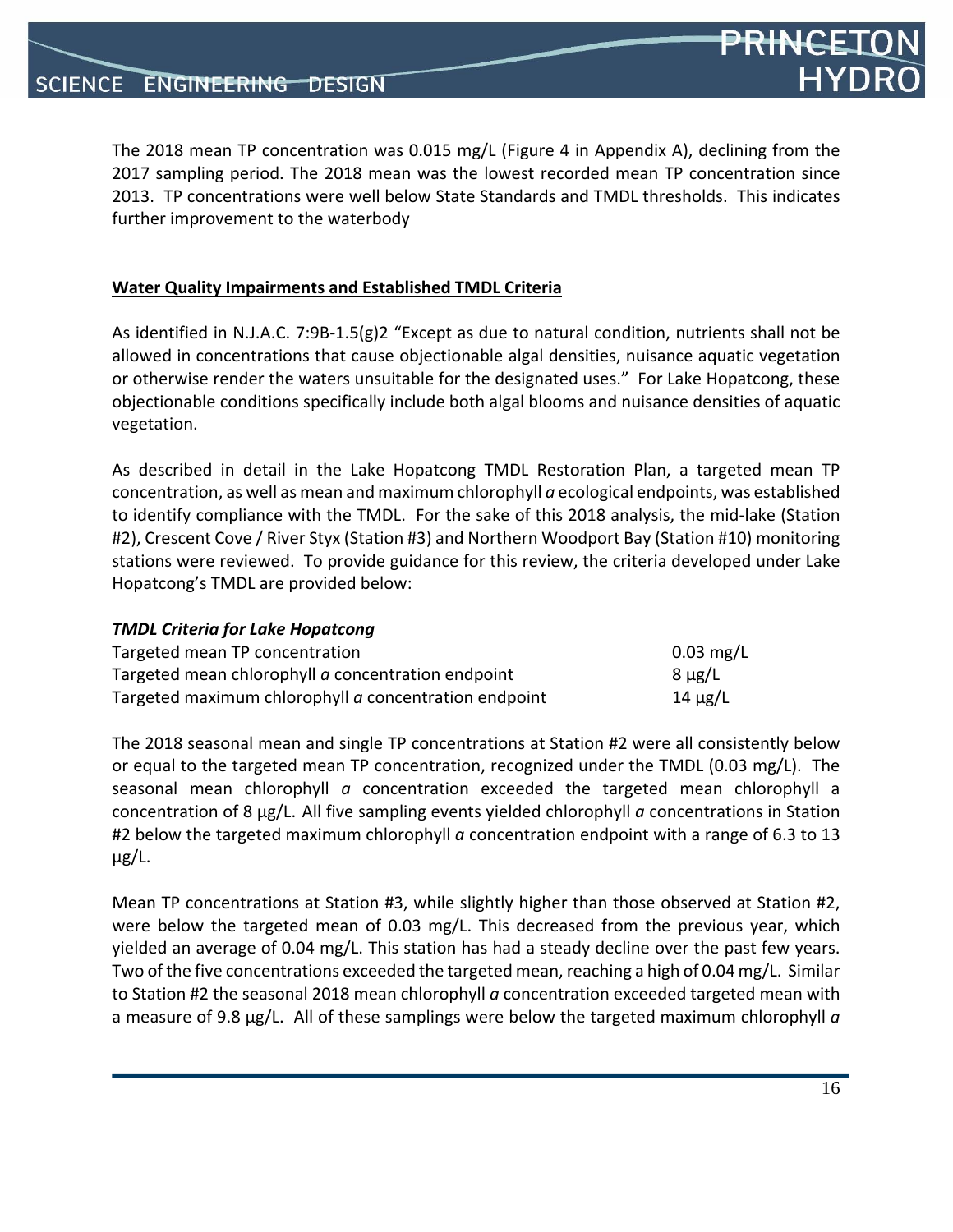The 2018 mean TP concentration was 0.015 mg/L (Figure 4 in Appendix A), declining from the 2017 sampling period. The 2018 mean was the lowest recorded mean TP concentration since 2013. TP concentrations were well below State Standards and TMDL thresholds. This indicates further improvement to the waterbody

**Water Quality Impairments and Established TMDL Criteria**

As identified in N.J.A.C. 7:9B-1.5(g)2 "Except as due to natural condition, nutrients shall not be allowed in concentrations that cause objectionable algal densities, nuisance aquatic vegetation or otherwise render the waters unsuitable for the designated uses." For Lake Hopatcong, these objectionable conditions specifically include both algal blooms and nuisance densities of aquatic vegetation.

As described in detail in the Lake Hopatcong TMDL Restoration Plan, a targeted mean TP concentration, as well as mean and maximum chlorophyll *a* ecological endpoints, was established to identify compliance with the TMDL. For the sake of this 2018 analysis, the mid-lake (Station #2), Crescent Cove / River Styx (Station #3) and Northern Woodport Bay (Station #10) monitoring stations were reviewed. To provide guidance for this review, the criteria developed under Lake Hopatcong's TMDL are provided below:

***TMDL Criteria for Lake Hopatcong***

| | |
|---|---|
| Targeted mean TP concentration | 0.03 mg/L |
| Targeted mean chlorophyll *a* concentration endpoint | 8 µg/L |
| Targeted maximum chlorophyll *a* concentration endpoint | 14 µg/L |

The 2018 seasonal mean and single TP concentrations at Station #2 were all consistently below or equal to the targeted mean TP concentration, recognized under the TMDL (0.03 mg/L). The seasonal mean chlorophyll *a* concentration exceeded the targeted mean chlorophyll a concentration of 8 µg/L. All five sampling events yielded chlorophyll *a* concentrations in Station #2 below the targeted maximum chlorophyll *a* concentration endpoint with a range of 6.3 to 13 µg/L.

Mean TP concentrations at Station #3, while slightly higher than those observed at Station #2, were below the targeted mean of 0.03 mg/L. This decreased from the previous year, which yielded an average of 0.04 mg/L. This station has had a steady decline over the past few years. Two of the five concentrations exceeded the targeted mean, reaching a high of 0.04 mg/L. Similar to Station #2 the seasonal 2018 mean chlorophyll *a* concentration exceeded targeted mean with a measure of 9.8 µg/L. All of these samplings were below the targeted maximum chlorophyll *a*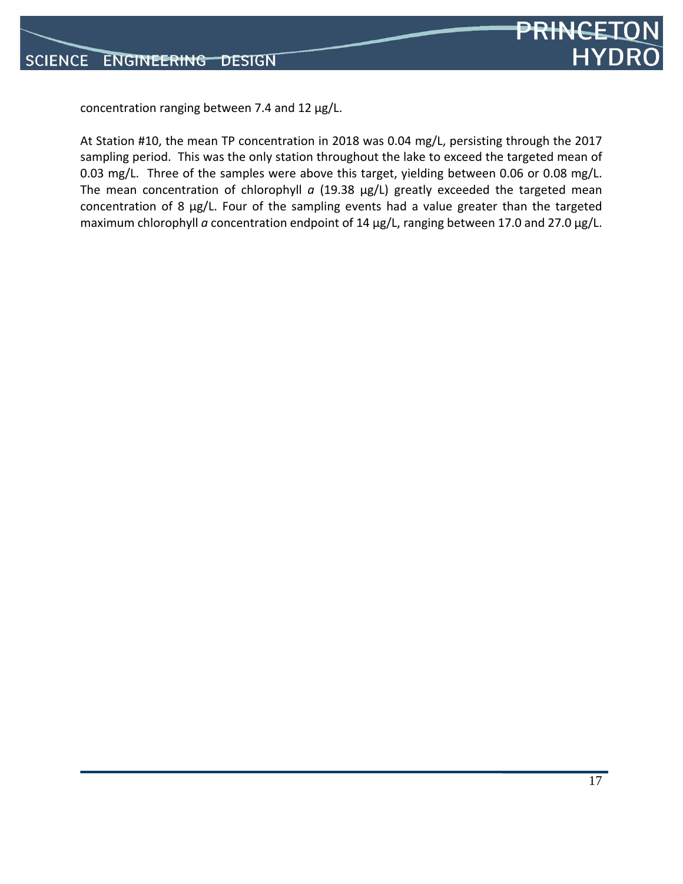concentration ranging between 7.4 and 12 µg/L.

At Station #10, the mean TP concentration in 2018 was 0.04 mg/L, persisting through the 2017 sampling period. This was the only station throughout the lake to exceed the targeted mean of 0.03 mg/L. Three of the samples were above this target, yielding between 0.06 or 0.08 mg/L. The mean concentration of chlorophyll *a* (19.38 µg/L) greatly exceeded the targeted mean concentration of 8 µg/L. Four of the sampling events had a value greater than the targeted maximum chlorophyll *a* concentration endpoint of 14 µg/L, ranging between 17.0 and 27.0 µg/L.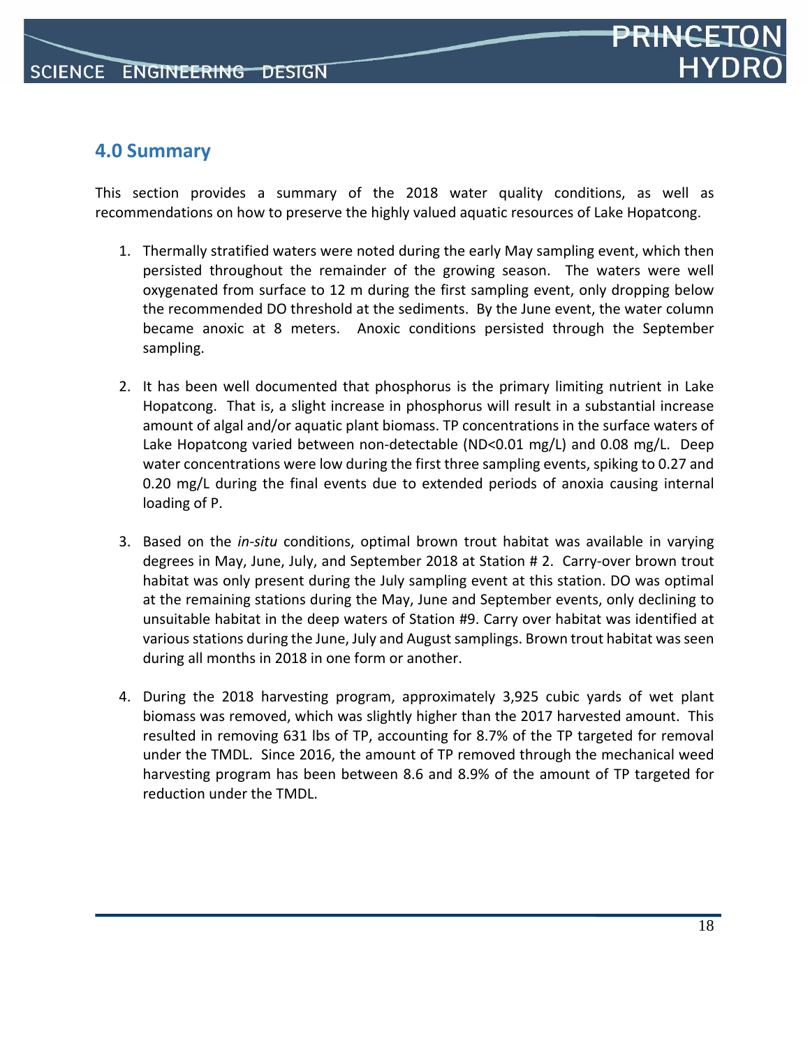## 4.0 Summary

This section provides a summary of the 2018 water quality conditions, as well as recommendations on how to preserve the highly valued aquatic resources of Lake Hopatcong.

1. Thermally stratified waters were noted during the early May sampling event, which then persisted throughout the remainder of the growing season. The waters were well oxygenated from surface to 12 m during the first sampling event, only dropping below the recommended DO threshold at the sediments. By the June event, the water column became anoxic at 8 meters. Anoxic conditions persisted through the September sampling.

2. It has been well documented that phosphorus is the primary limiting nutrient in Lake Hopatcong. That is, a slight increase in phosphorus will result in a substantial increase amount of algal and/or aquatic plant biomass. TP concentrations in the surface waters of Lake Hopatcong varied between non-detectable (ND<0.01 mg/L) and 0.08 mg/L. Deep water concentrations were low during the first three sampling events, spiking to 0.27 and 0.20 mg/L during the final events due to extended periods of anoxia causing internal loading of P.

3. Based on the *in-situ* conditions, optimal brown trout habitat was available in varying degrees in May, June, July, and September 2018 at Station # 2. Carry-over brown trout habitat was only present during the July sampling event at this station. DO was optimal at the remaining stations during the May, June and September events, only declining to unsuitable habitat in the deep waters of Station #9. Carry over habitat was identified at various stations during the June, July and August samplings. Brown trout habitat was seen during all months in 2018 in one form or another.

4. During the 2018 harvesting program, approximately 3,925 cubic yards of wet plant biomass was removed, which was slightly higher than the 2017 harvested amount. This resulted in removing 631 lbs of TP, accounting for 8.7% of the TP targeted for removal under the TMDL. Since 2016, the amount of TP removed through the mechanical weed harvesting program has been between 8.6 and 8.9% of the amount of TP targeted for reduction under the TMDL.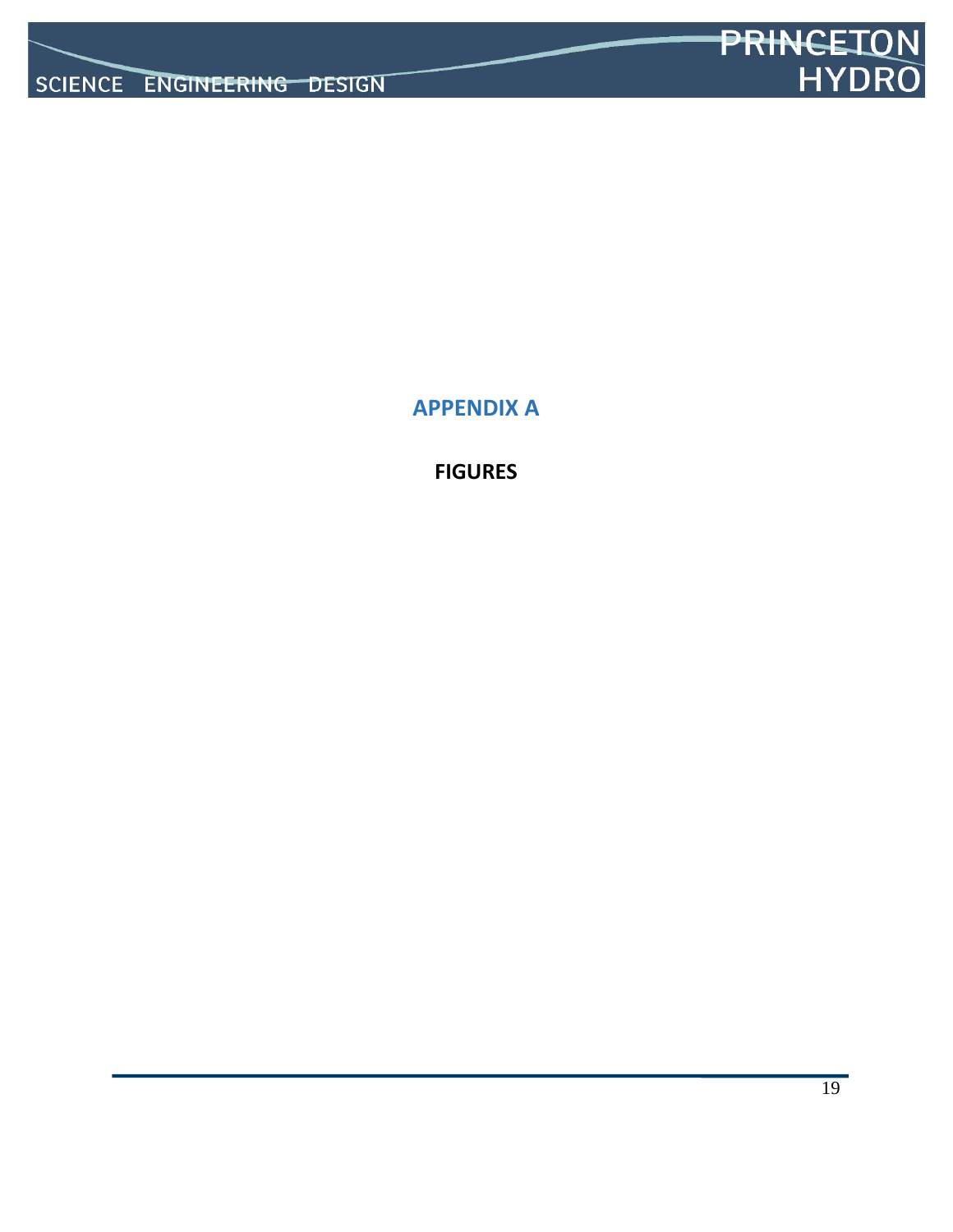# APPENDIX A

**FIGURES**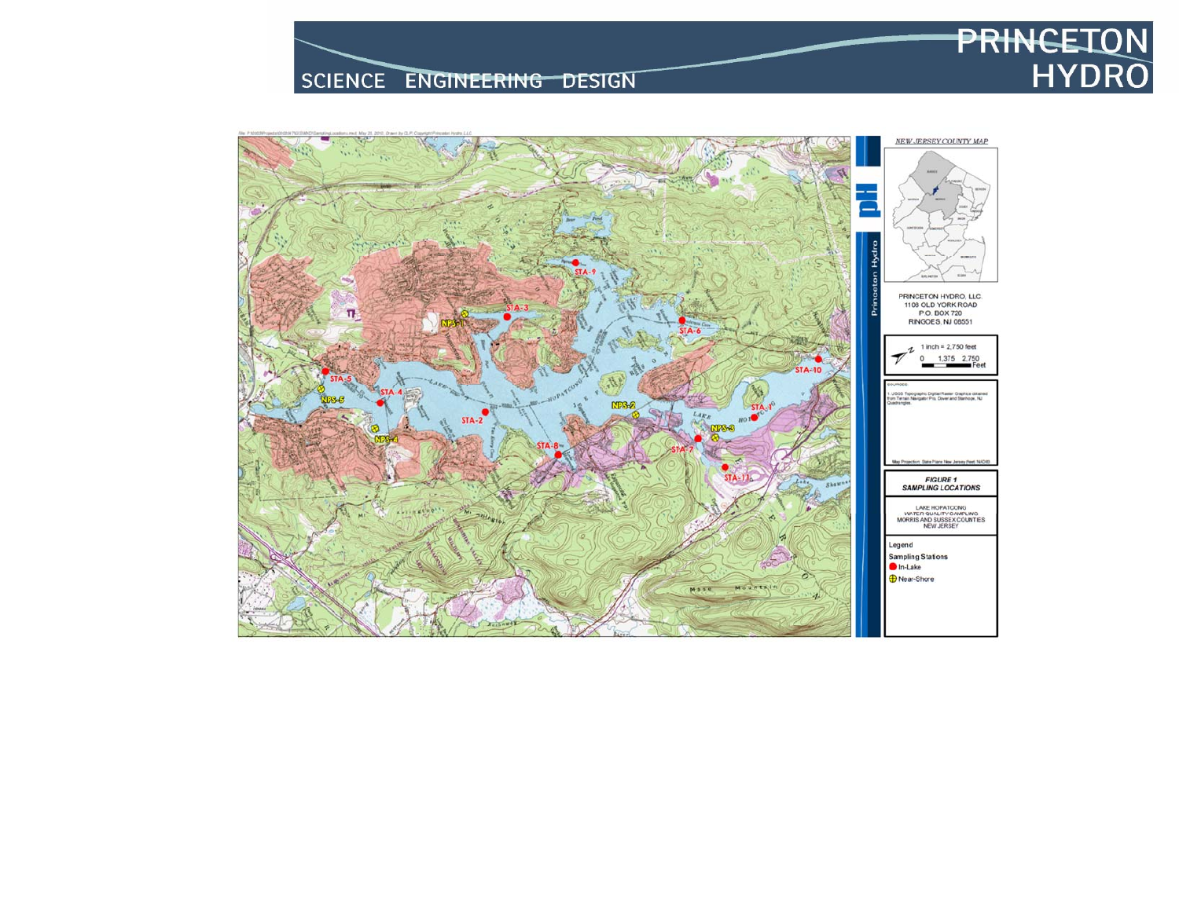PRINCETON HYDRO

SCIENCE ENGINEERING DESIGN

NEW JERSEY COUNTY MAP

PRINCETON HYDRO, LLC.
1108 OLD YORK ROAD
P.O. BOX 720
RINGOES, NJ 08551

1 inch = 2,750 feet

0 1,375 2,750 Feet

SOURCES:

1. USGS Topographic Digital Raster Graphics obtained from Terrain Navigator Pro, Dover and Stanhope, NJ Quadrangles.

Map Projection: State Plane New Jersey (feet) NAD83

**FIGURE 1**
**SAMPLING LOCATIONS**

LAKE HOPATCONG
WATER QUALITY SAMPLING
MORRIS AND SUSSEX COUNTIES
NEW JERSEY

Legend

Sampling Stations

- In-Lake
- Near-Shore

STA-1, STA-2, STA-3, STA-4, STA-5, STA-6, STA-7, STA-8, STA-9, STA-10, STA-11

NPS-1, NPS-2, NPS-3, NPS-4, NPS-5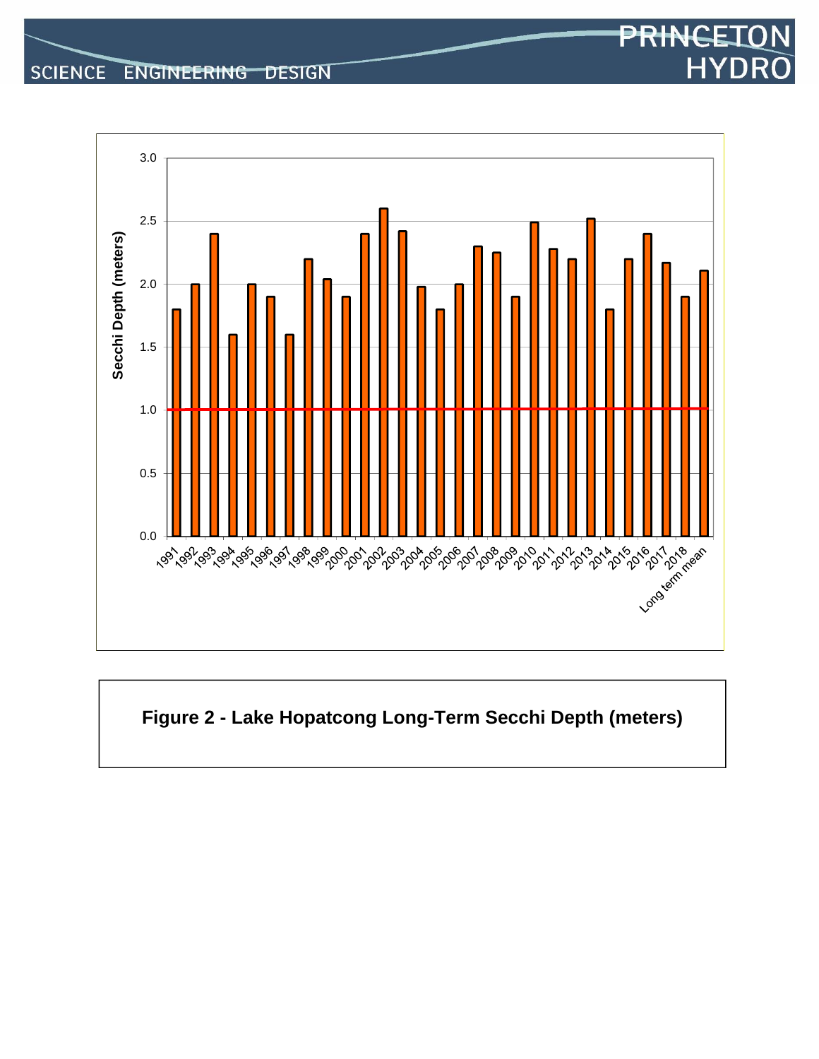**Figure 2 - Lake Hopatcong Long-Term Secchi Depth (meters)**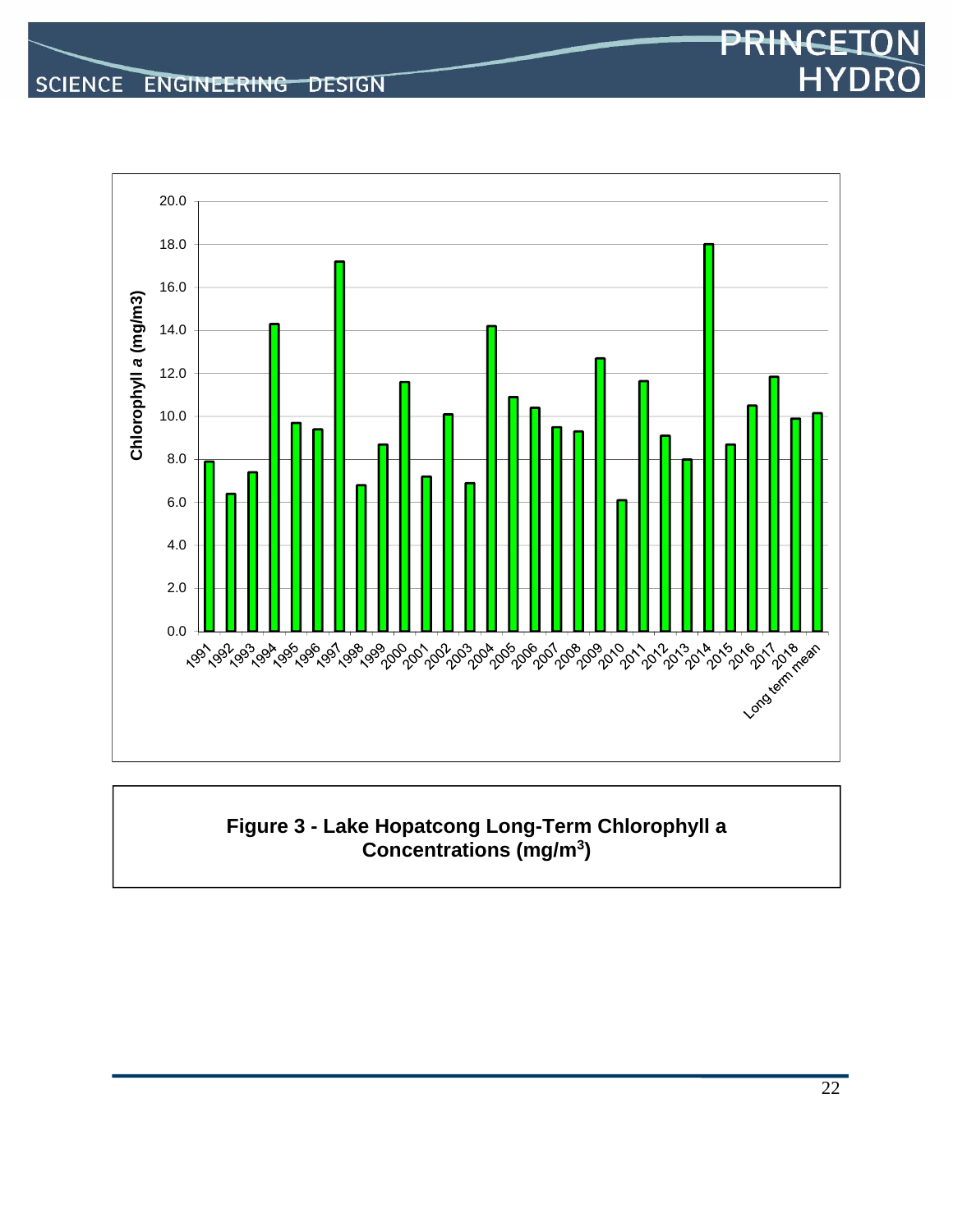Figure 3 - Lake Hopatcong Long-Term Chlorophyll a Concentrations (mg/m$^3$)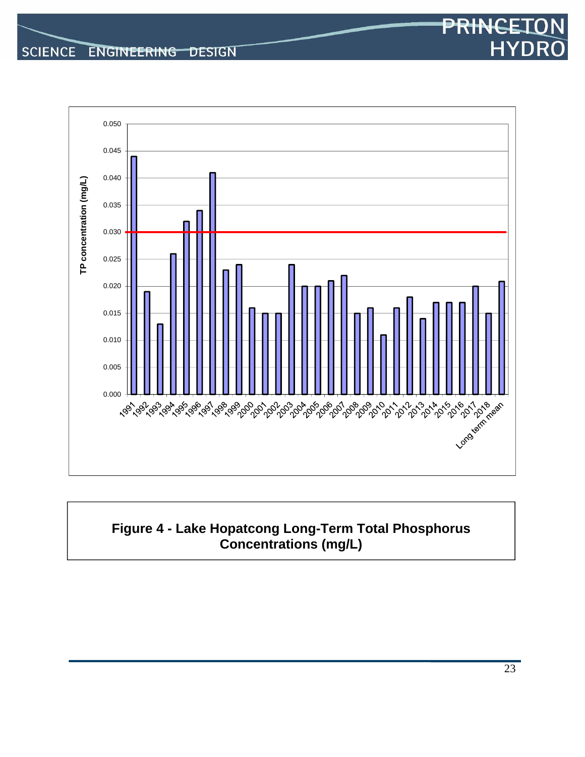**Figure 4 - Lake Hopatcong Long-Term Total Phosphorus Concentrations (mg/L)**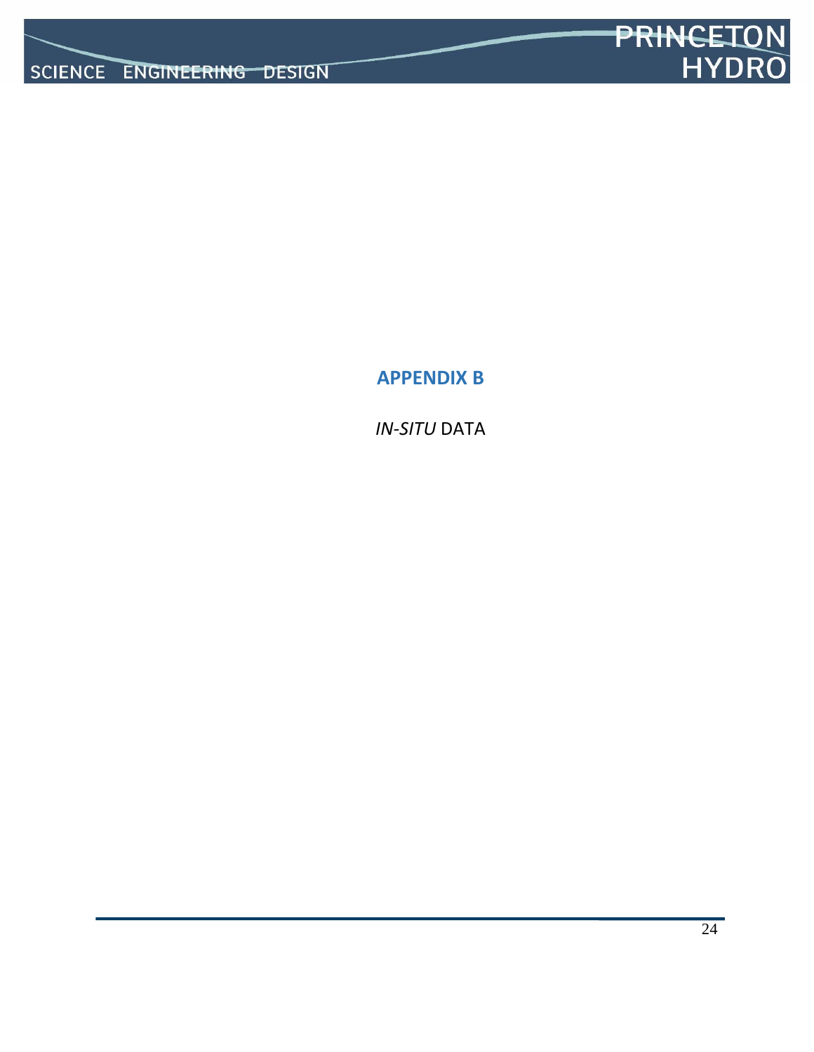# APPENDIX B

*IN-SITU* DATA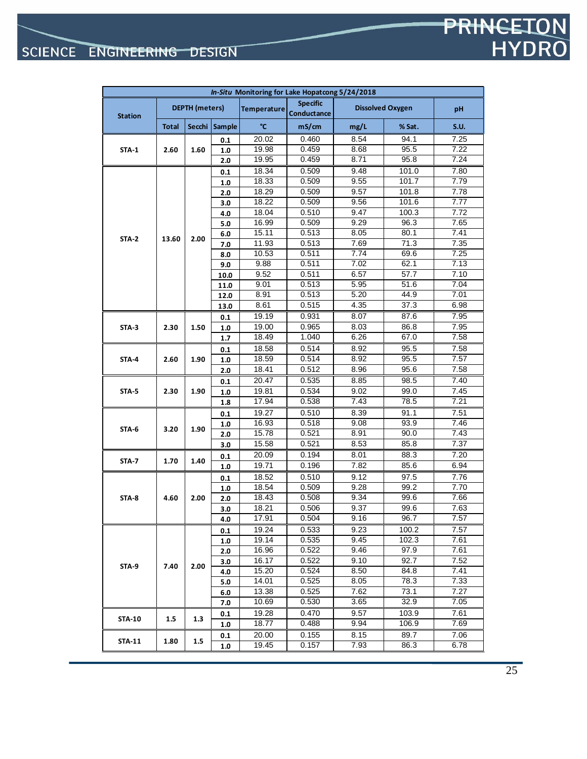| *In-Situ* Monitoring for Lake Hopatcong 5/24/2018 | | | | | | | | |
|---|---|---|---|---|---|---|---|---|
| Station | DEPTH (meters) | | | Temperature | Specific Conductance | Dissolved Oxygen | | pH |
| | Total | Secchi | Sample | °C | mS/cm | mg/L | % Sat. | S.U. |
| STA-1 | 2.60 | 1.60 | 0.1 | 20.02 | 0.460 | 8.54 | 94.1 | 7.25 |
| | | | 1.0 | 19.98 | 0.459 | 8.68 | 95.5 | 7.22 |
| | | | 2.0 | 19.95 | 0.459 | 8.71 | 95.8 | 7.24 |
| STA-2 | 13.60 | 2.00 | 0.1 | 18.34 | 0.509 | 9.48 | 101.0 | 7.80 |
| | | | 1.0 | 18.33 | 0.509 | 9.55 | 101.7 | 7.79 |
| | | | 2.0 | 18.29 | 0.509 | 9.57 | 101.8 | 7.78 |
| | | | 3.0 | 18.22 | 0.509 | 9.56 | 101.6 | 7.77 |
| | | | 4.0 | 18.04 | 0.510 | 9.47 | 100.3 | 7.72 |
| | | | 5.0 | 16.99 | 0.509 | 9.29 | 96.3 | 7.65 |
| | | | 6.0 | 15.11 | 0.513 | 8.05 | 80.1 | 7.41 |
| | | | 7.0 | 11.93 | 0.513 | 7.69 | 71.3 | 7.35 |
| | | | 8.0 | 10.53 | 0.511 | 7.74 | 69.6 | 7.25 |
| | | | 9.0 | 9.88 | 0.511 | 7.02 | 62.1 | 7.13 |
| | | | 10.0 | 9.52 | 0.511 | 6.57 | 57.7 | 7.10 |
| | | | 11.0 | 9.01 | 0.513 | 5.95 | 51.6 | 7.04 |
| | | | 12.0 | 8.91 | 0.513 | 5.20 | 44.9 | 7.01 |
| | | | 13.0 | 8.61 | 0.515 | 4.35 | 37.3 | 6.98 |
| STA-3 | 2.30 | 1.50 | 0.1 | 19.19 | 0.931 | 8.07 | 87.6 | 7.95 |
| | | | 1.0 | 19.00 | 0.965 | 8.03 | 86.8 | 7.95 |
| | | | 1.7 | 18.49 | 1.040 | 6.26 | 67.0 | 7.58 |
| STA-4 | 2.60 | 1.90 | 0.1 | 18.58 | 0.514 | 8.92 | 95.5 | 7.58 |
| | | | 1.0 | 18.59 | 0.514 | 8.92 | 95.5 | 7.57 |
| | | | 2.0 | 18.41 | 0.512 | 8.96 | 95.6 | 7.58 |
| STA-5 | 2.30 | 1.90 | 0.1 | 20.47 | 0.535 | 8.85 | 98.5 | 7.40 |
| | | | 1.0 | 19.81 | 0.534 | 9.02 | 99.0 | 7.45 |
| | | | 1.8 | 17.94 | 0.538 | 7.43 | 78.5 | 7.21 |
| STA-6 | 3.20 | 1.90 | 0.1 | 19.27 | 0.510 | 8.39 | 91.1 | 7.51 |
| | | | 1.0 | 16.93 | 0.518 | 9.08 | 93.9 | 7.46 |
| | | | 2.0 | 15.78 | 0.521 | 8.91 | 90.0 | 7.43 |
| | | | 3.0 | 15.58 | 0.521 | 8.53 | 85.8 | 7.37 |
| STA-7 | 1.70 | 1.40 | 0.1 | 20.09 | 0.194 | 8.01 | 88.3 | 7.20 |
| | | | 1.0 | 19.71 | 0.196 | 7.82 | 85.6 | 6.94 |
| STA-8 | 4.60 | 2.00 | 0.1 | 18.52 | 0.510 | 9.12 | 97.5 | 7.76 |
| | | | 1.0 | 18.54 | 0.509 | 9.28 | 99.2 | 7.70 |
| | | | 2.0 | 18.43 | 0.508 | 9.34 | 99.6 | 7.66 |
| | | | 3.0 | 18.21 | 0.506 | 9.37 | 99.6 | 7.63 |
| | | | 4.0 | 17.91 | 0.504 | 9.16 | 96.7 | 7.57 |
| STA-9 | 7.40 | 2.00 | 0.1 | 19.24 | 0.533 | 9.23 | 100.2 | 7.57 |
| | | | 1.0 | 19.14 | 0.535 | 9.45 | 102.3 | 7.61 |
| | | | 2.0 | 16.96 | 0.522 | 9.46 | 97.9 | 7.61 |
| | | | 3.0 | 16.17 | 0.522 | 9.10 | 92.7 | 7.52 |
| | | | 4.0 | 15.20 | 0.524 | 8.50 | 84.8 | 7.41 |
| | | | 5.0 | 14.01 | 0.525 | 8.05 | 78.3 | 7.33 |
| | | | 6.0 | 13.38 | 0.525 | 7.62 | 73.1 | 7.27 |
| | | | 7.0 | 10.69 | 0.530 | 3.65 | 32.9 | 7.05 |
| STA-10 | 1.5 | 1.3 | 0.1 | 19.28 | 0.470 | 9.57 | 103.9 | 7.61 |
| | | | 1.0 | 18.77 | 0.488 | 9.94 | 106.9 | 7.69 |
| STA-11 | 1.80 | 1.5 | 0.1 | 20.00 | 0.155 | 8.15 | 89.7 | 7.06 |
| | | | 1.0 | 19.45 | 0.157 | 7.93 | 86.3 | 6.78 |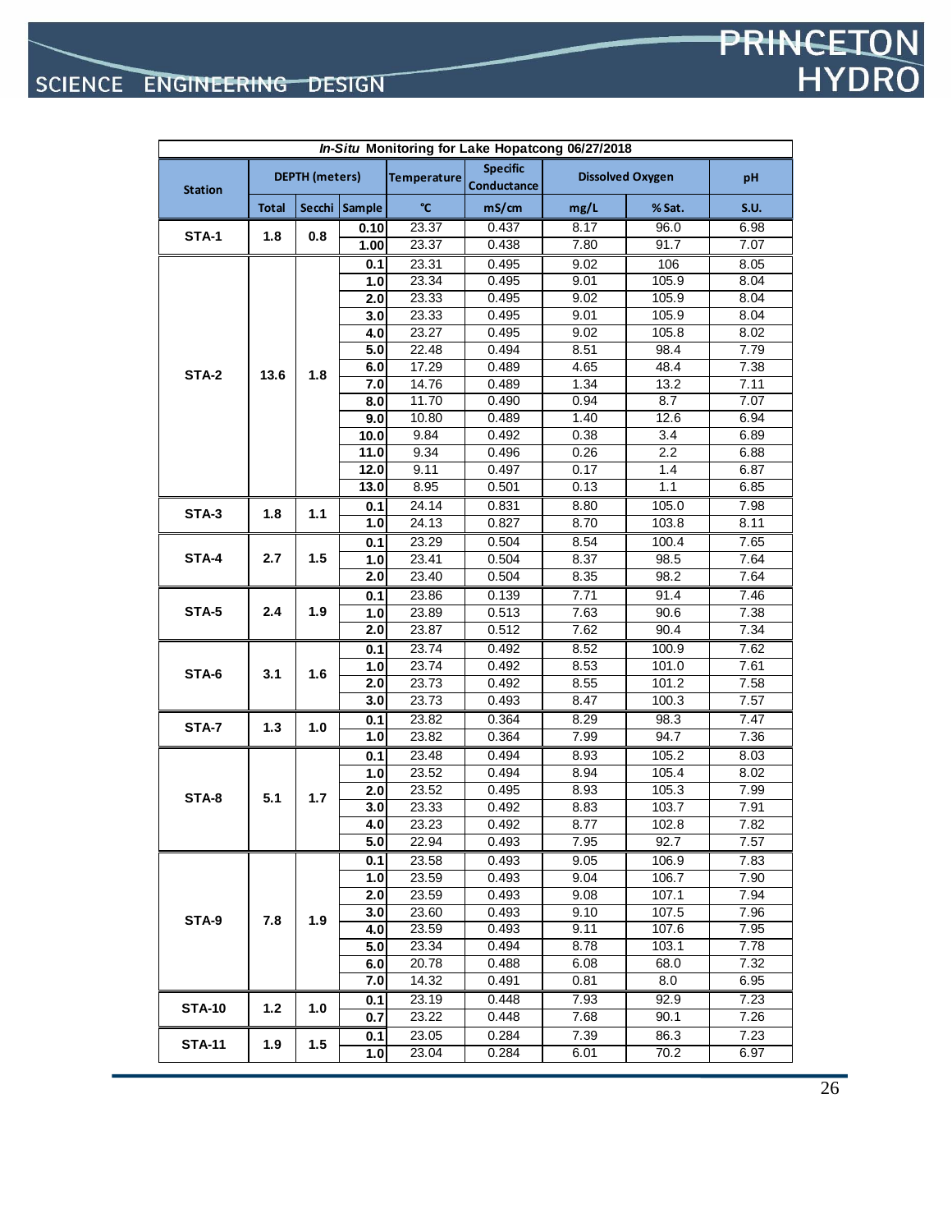| *In-Situ* Monitoring for Lake Hopatcong 06/27/2018 | | | | | | | | |
|---|---|---|---|---|---|---|---|---|
| Station | DEPTH (meters) | | | Temperature | Specific Conductance | Dissolved Oxygen | | pH |
| | Total | Secchi | Sample | °C | mS/cm | mg/L | % Sat. | S.U. |
| STA-1 | 1.8 | 0.8 | 0.10 | 23.37 | 0.437 | 8.17 | 96.0 | 6.98 |
| | | | 1.00 | 23.37 | 0.438 | 7.80 | 91.7 | 7.07 |
| STA-2 | 13.6 | 1.8 | 0.1 | 23.31 | 0.495 | 9.02 | 106 | 8.05 |
| | | | 1.0 | 23.34 | 0.495 | 9.01 | 105.9 | 8.04 |
| | | | 2.0 | 23.33 | 0.495 | 9.02 | 105.9 | 8.04 |
| | | | 3.0 | 23.33 | 0.495 | 9.01 | 105.9 | 8.04 |
| | | | 4.0 | 23.27 | 0.495 | 9.02 | 105.8 | 8.02 |
| | | | 5.0 | 22.48 | 0.494 | 8.51 | 98.4 | 7.79 |
| | | | 6.0 | 17.29 | 0.489 | 4.65 | 48.4 | 7.38 |
| | | | 7.0 | 14.76 | 0.489 | 1.34 | 13.2 | 7.11 |
| | | | 8.0 | 11.70 | 0.490 | 0.94 | 8.7 | 7.07 |
| | | | 9.0 | 10.80 | 0.489 | 1.40 | 12.6 | 6.94 |
| | | | 10.0 | 9.84 | 0.492 | 0.38 | 3.4 | 6.89 |
| | | | 11.0 | 9.34 | 0.496 | 0.26 | 2.2 | 6.88 |
| | | | 12.0 | 9.11 | 0.497 | 0.17 | 1.4 | 6.87 |
| | | | 13.0 | 8.95 | 0.501 | 0.13 | 1.1 | 6.85 |
| STA-3 | 1.8 | 1.1 | 0.1 | 24.14 | 0.831 | 8.80 | 105.0 | 7.98 |
| | | | 1.0 | 24.13 | 0.827 | 8.70 | 103.8 | 8.11 |
| STA-4 | 2.7 | 1.5 | 0.1 | 23.29 | 0.504 | 8.54 | 100.4 | 7.65 |
| | | | 1.0 | 23.41 | 0.504 | 8.37 | 98.5 | 7.64 |
| | | | 2.0 | 23.40 | 0.504 | 8.35 | 98.2 | 7.64 |
| STA-5 | 2.4 | 1.9 | 0.1 | 23.86 | 0.139 | 7.71 | 91.4 | 7.46 |
| | | | 1.0 | 23.89 | 0.513 | 7.63 | 90.6 | 7.38 |
| | | | 2.0 | 23.87 | 0.512 | 7.62 | 90.4 | 7.34 |
| STA-6 | 3.1 | 1.6 | 0.1 | 23.74 | 0.492 | 8.52 | 100.9 | 7.62 |
| | | | 1.0 | 23.74 | 0.492 | 8.53 | 101.0 | 7.61 |
| | | | 2.0 | 23.73 | 0.492 | 8.55 | 101.2 | 7.58 |
| | | | 3.0 | 23.73 | 0.493 | 8.47 | 100.3 | 7.57 |
| STA-7 | 1.3 | 1.0 | 0.1 | 23.82 | 0.364 | 8.29 | 98.3 | 7.47 |
| | | | 1.0 | 23.82 | 0.364 | 7.99 | 94.7 | 7.36 |
| STA-8 | 5.1 | 1.7 | 0.1 | 23.48 | 0.494 | 8.93 | 105.2 | 8.03 |
| | | | 1.0 | 23.52 | 0.494 | 8.94 | 105.4 | 8.02 |
| | | | 2.0 | 23.52 | 0.495 | 8.93 | 105.3 | 7.99 |
| | | | 3.0 | 23.33 | 0.492 | 8.83 | 103.7 | 7.91 |
| | | | 4.0 | 23.23 | 0.492 | 8.77 | 102.8 | 7.82 |
| | | | 5.0 | 22.94 | 0.493 | 7.95 | 92.7 | 7.57 |
| STA-9 | 7.8 | 1.9 | 0.1 | 23.58 | 0.493 | 9.05 | 106.9 | 7.83 |
| | | | 1.0 | 23.59 | 0.493 | 9.04 | 106.7 | 7.90 |
| | | | 2.0 | 23.59 | 0.493 | 9.08 | 107.1 | 7.94 |
| | | | 3.0 | 23.60 | 0.493 | 9.10 | 107.5 | 7.96 |
| | | | 4.0 | 23.59 | 0.493 | 9.11 | 107.6 | 7.95 |
| | | | 5.0 | 23.34 | 0.494 | 8.78 | 103.1 | 7.78 |
| | | | 6.0 | 20.78 | 0.488 | 6.08 | 68.0 | 7.32 |
| | | | 7.0 | 14.32 | 0.491 | 0.81 | 8.0 | 6.95 |
| STA-10 | 1.2 | 1.0 | 0.1 | 23.19 | 0.448 | 7.93 | 92.9 | 7.23 |
| | | | 0.7 | 23.22 | 0.448 | 7.68 | 90.1 | 7.26 |
| STA-11 | 1.9 | 1.5 | 0.1 | 23.05 | 0.284 | 7.39 | 86.3 | 7.23 |
| | | | 1.0 | 23.04 | 0.284 | 6.01 | 70.2 | 6.97 |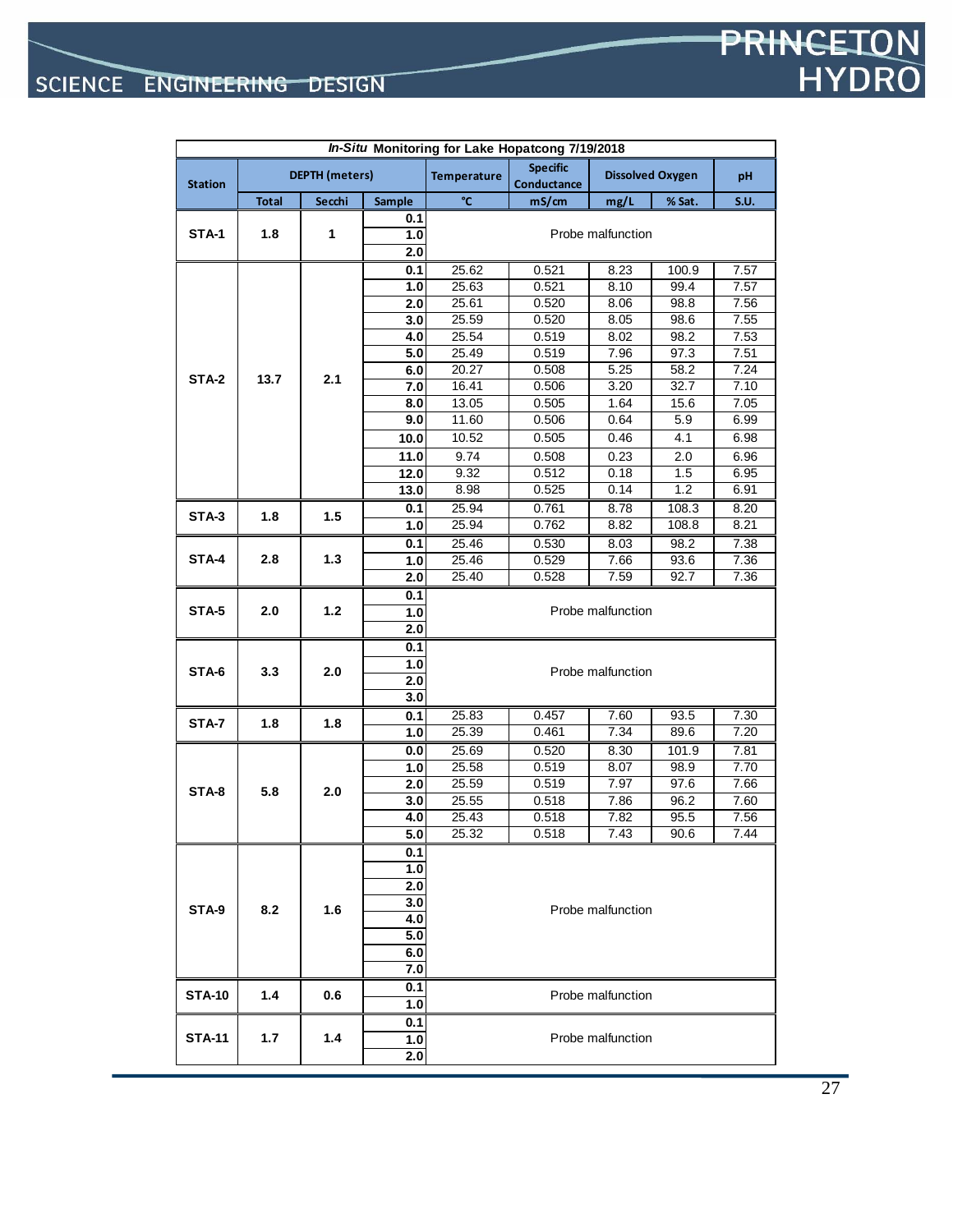***In-Situ* Monitoring for Lake Hopatcong 7/19/2018**

| Station | DEPTH (meters) | | | Temperature | Specific Conductance | Dissolved Oxygen | | pH |
|---|---|---|---|---|---|---|---|---|
| | Total | Secchi | Sample | °C | mS/cm | mg/L | % Sat. | S.U. |
| STA-1 | 1.8 | 1 | 0.1 | Probe malfunction | | | | |
| | | | 1.0 | | | | | |
| | | | 2.0 | | | | | |
| STA-2 | 13.7 | 2.1 | 0.1 | 25.62 | 0.521 | 8.23 | 100.9 | 7.57 |
| | | | 1.0 | 25.63 | 0.521 | 8.10 | 99.4 | 7.57 |
| | | | 2.0 | 25.61 | 0.520 | 8.06 | 98.8 | 7.56 |
| | | | 3.0 | 25.59 | 0.520 | 8.05 | 98.6 | 7.55 |
| | | | 4.0 | 25.54 | 0.519 | 8.02 | 98.2 | 7.53 |
| | | | 5.0 | 25.49 | 0.519 | 7.96 | 97.3 | 7.51 |
| | | | 6.0 | 20.27 | 0.508 | 5.25 | 58.2 | 7.24 |
| | | | 7.0 | 16.41 | 0.506 | 3.20 | 32.7 | 7.10 |
| | | | 8.0 | 13.05 | 0.505 | 1.64 | 15.6 | 7.05 |
| | | | 9.0 | 11.60 | 0.506 | 0.64 | 5.9 | 6.99 |
| | | | 10.0 | 10.52 | 0.505 | 0.46 | 4.1 | 6.98 |
| | | | 11.0 | 9.74 | 0.508 | 0.23 | 2.0 | 6.96 |
| | | | 12.0 | 9.32 | 0.512 | 0.18 | 1.5 | 6.95 |
| | | | 13.0 | 8.98 | 0.525 | 0.14 | 1.2 | 6.91 |
| STA-3 | 1.8 | 1.5 | 0.1 | 25.94 | 0.761 | 8.78 | 108.3 | 8.20 |
| | | | 1.0 | 25.94 | 0.762 | 8.82 | 108.8 | 8.21 |
| STA-4 | 2.8 | 1.3 | 0.1 | 25.46 | 0.530 | 8.03 | 98.2 | 7.38 |
| | | | 1.0 | 25.46 | 0.529 | 7.66 | 93.6 | 7.36 |
| | | | 2.0 | 25.40 | 0.528 | 7.59 | 92.7 | 7.36 |
| STA-5 | 2.0 | 1.2 | 0.1 | Probe malfunction | | | | |
| | | | 1.0 | | | | | |
| | | | 2.0 | | | | | |
| STA-6 | 3.3 | 2.0 | 0.1 | Probe malfunction | | | | |
| | | | 1.0 | | | | | |
| | | | 2.0 | | | | | |
| | | | 3.0 | | | | | |
| STA-7 | 1.8 | 1.8 | 0.1 | 25.83 | 0.457 | 7.60 | 93.5 | 7.30 |
| | | | 1.0 | 25.39 | 0.461 | 7.34 | 89.6 | 7.20 |
| STA-8 | 5.8 | 2.0 | 0.0 | 25.69 | 0.520 | 8.30 | 101.9 | 7.81 |
| | | | 1.0 | 25.58 | 0.519 | 8.07 | 98.9 | 7.70 |
| | | | 2.0 | 25.59 | 0.519 | 7.97 | 97.6 | 7.66 |
| | | | 3.0 | 25.55 | 0.518 | 7.86 | 96.2 | 7.60 |
| | | | 4.0 | 25.43 | 0.518 | 7.82 | 95.5 | 7.56 |
| | | | 5.0 | 25.32 | 0.518 | 7.43 | 90.6 | 7.44 |
| STA-9 | 8.2 | 1.6 | 0.1 | Probe malfunction | | | | |
| | | | 1.0 | | | | | |
| | | | 2.0 | | | | | |
| | | | 3.0 | | | | | |
| | | | 4.0 | | | | | |
| | | | 5.0 | | | | | |
| | | | 6.0 | | | | | |
| | | | 7.0 | | | | | |
| STA-10 | 1.4 | 0.6 | 0.1 | Probe malfunction | | | | |
| | | | 1.0 | | | | | |
| STA-11 | 1.7 | 1.4 | 0.1 | Probe malfunction | | | | |
| | | | 1.0 | | | | | |
| | | | 2.0 | | | | | |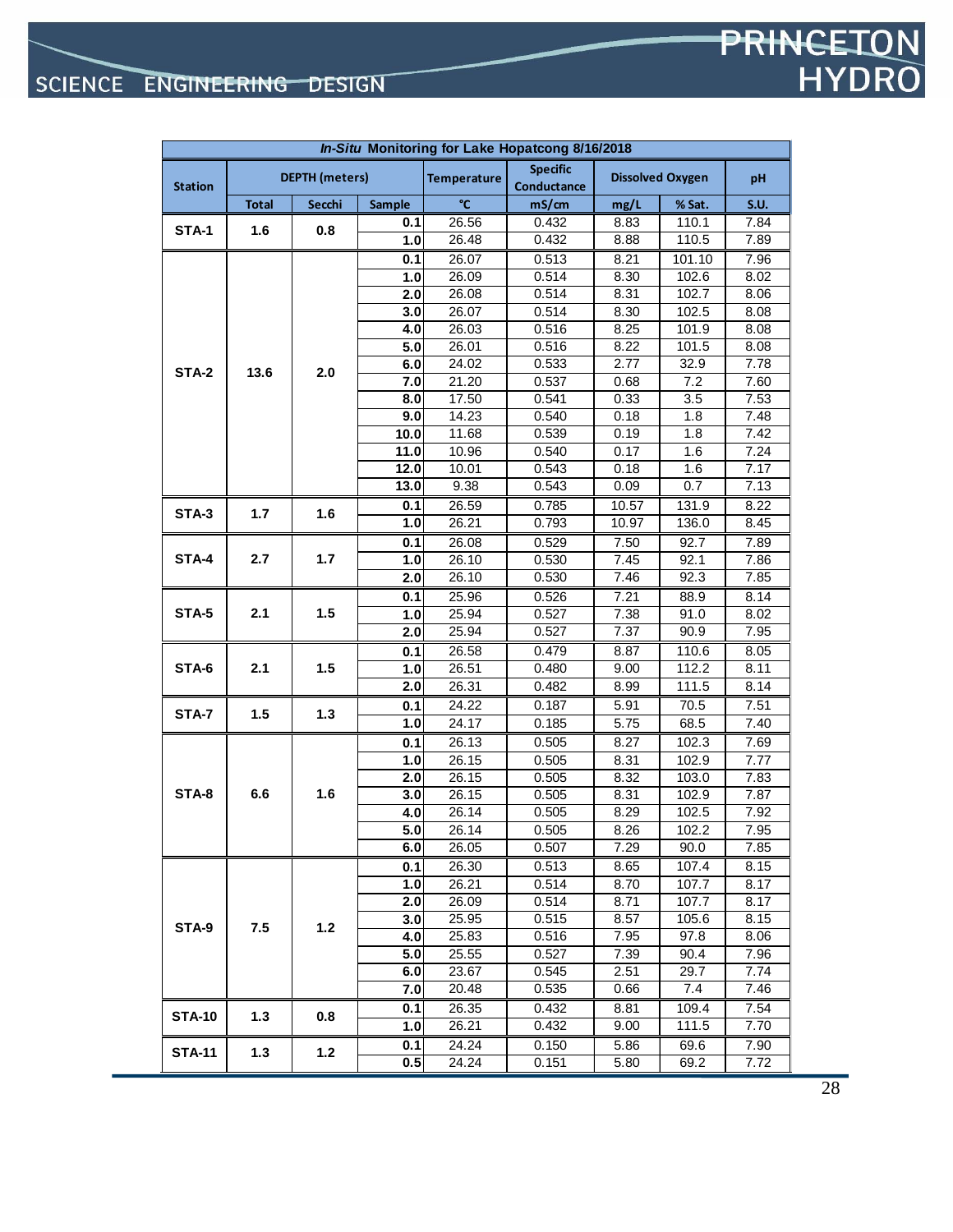| *In-Situ* Monitoring for Lake Hopatcong 8/16/2018 | | | | | | | | |
|---|---|---|---|---|---|---|---|---|
| Station | DEPTH (meters) | | | Temperature | Specific Conductance | Dissolved Oxygen | | pH |
| | Total | Secchi | Sample | °C | mS/cm | mg/L | % Sat. | S.U. |
| STA-1 | 1.6 | 0.8 | 0.1 | 26.56 | 0.432 | 8.83 | 110.1 | 7.84 |
| | | | 1.0 | 26.48 | 0.432 | 8.88 | 110.5 | 7.89 |
| STA-2 | 13.6 | 2.0 | 0.1 | 26.07 | 0.513 | 8.21 | 101.10 | 7.96 |
| | | | 1.0 | 26.09 | 0.514 | 8.30 | 102.6 | 8.02 |
| | | | 2.0 | 26.08 | 0.514 | 8.31 | 102.7 | 8.06 |
| | | | 3.0 | 26.07 | 0.514 | 8.30 | 102.5 | 8.08 |
| | | | 4.0 | 26.03 | 0.516 | 8.25 | 101.9 | 8.08 |
| | | | 5.0 | 26.01 | 0.516 | 8.22 | 101.5 | 8.08 |
| | | | 6.0 | 24.02 | 0.533 | 2.77 | 32.9 | 7.78 |
| | | | 7.0 | 21.20 | 0.537 | 0.68 | 7.2 | 7.60 |
| | | | 8.0 | 17.50 | 0.541 | 0.33 | 3.5 | 7.53 |
| | | | 9.0 | 14.23 | 0.540 | 0.18 | 1.8 | 7.48 |
| | | | 10.0 | 11.68 | 0.539 | 0.19 | 1.8 | 7.42 |
| | | | 11.0 | 10.96 | 0.540 | 0.17 | 1.6 | 7.24 |
| | | | 12.0 | 10.01 | 0.543 | 0.18 | 1.6 | 7.17 |
| | | | 13.0 | 9.38 | 0.543 | 0.09 | 0.7 | 7.13 |
| STA-3 | 1.7 | 1.6 | 0.1 | 26.59 | 0.785 | 10.57 | 131.9 | 8.22 |
| | | | 1.0 | 26.21 | 0.793 | 10.97 | 136.0 | 8.45 |
| STA-4 | 2.7 | 1.7 | 0.1 | 26.08 | 0.529 | 7.50 | 92.7 | 7.89 |
| | | | 1.0 | 26.10 | 0.530 | 7.45 | 92.1 | 7.86 |
| | | | 2.0 | 26.10 | 0.530 | 7.46 | 92.3 | 7.85 |
| STA-5 | 2.1 | 1.5 | 0.1 | 25.96 | 0.526 | 7.21 | 88.9 | 8.14 |
| | | | 1.0 | 25.94 | 0.527 | 7.38 | 91.0 | 8.02 |
| | | | 2.0 | 25.94 | 0.527 | 7.37 | 90.9 | 7.95 |
| STA-6 | 2.1 | 1.5 | 0.1 | 26.58 | 0.479 | 8.87 | 110.6 | 8.05 |
| | | | 1.0 | 26.51 | 0.480 | 9.00 | 112.2 | 8.11 |
| | | | 2.0 | 26.31 | 0.482 | 8.99 | 111.5 | 8.14 |
| STA-7 | 1.5 | 1.3 | 0.1 | 24.22 | 0.187 | 5.91 | 70.5 | 7.51 |
| | | | 1.0 | 24.17 | 0.185 | 5.75 | 68.5 | 7.40 |
| STA-8 | 6.6 | 1.6 | 0.1 | 26.13 | 0.505 | 8.27 | 102.3 | 7.69 |
| | | | 1.0 | 26.15 | 0.505 | 8.31 | 102.9 | 7.77 |
| | | | 2.0 | 26.15 | 0.505 | 8.32 | 103.0 | 7.83 |
| | | | 3.0 | 26.15 | 0.505 | 8.31 | 102.9 | 7.87 |
| | | | 4.0 | 26.14 | 0.505 | 8.29 | 102.5 | 7.92 |
| | | | 5.0 | 26.14 | 0.505 | 8.26 | 102.2 | 7.95 |
| | | | 6.0 | 26.05 | 0.507 | 7.29 | 90.0 | 7.85 |
| STA-9 | 7.5 | 1.2 | 0.1 | 26.30 | 0.513 | 8.65 | 107.4 | 8.15 |
| | | | 1.0 | 26.21 | 0.514 | 8.70 | 107.7 | 8.17 |
| | | | 2.0 | 26.09 | 0.514 | 8.71 | 107.7 | 8.17 |
| | | | 3.0 | 25.95 | 0.515 | 8.57 | 105.6 | 8.15 |
| | | | 4.0 | 25.83 | 0.516 | 7.95 | 97.8 | 8.06 |
| | | | 5.0 | 25.55 | 0.527 | 7.39 | 90.4 | 7.96 |
| | | | 6.0 | 23.67 | 0.545 | 2.51 | 29.7 | 7.74 |
| | | | 7.0 | 20.48 | 0.535 | 0.66 | 7.4 | 7.46 |
| STA-10 | 1.3 | 0.8 | 0.1 | 26.35 | 0.432 | 8.81 | 109.4 | 7.54 |
| | | | 1.0 | 26.21 | 0.432 | 9.00 | 111.5 | 7.70 |
| STA-11 | 1.3 | 1.2 | 0.1 | 24.24 | 0.150 | 5.86 | 69.6 | 7.90 |
| | | | 0.5 | 24.24 | 0.151 | 5.80 | 69.2 | 7.72 |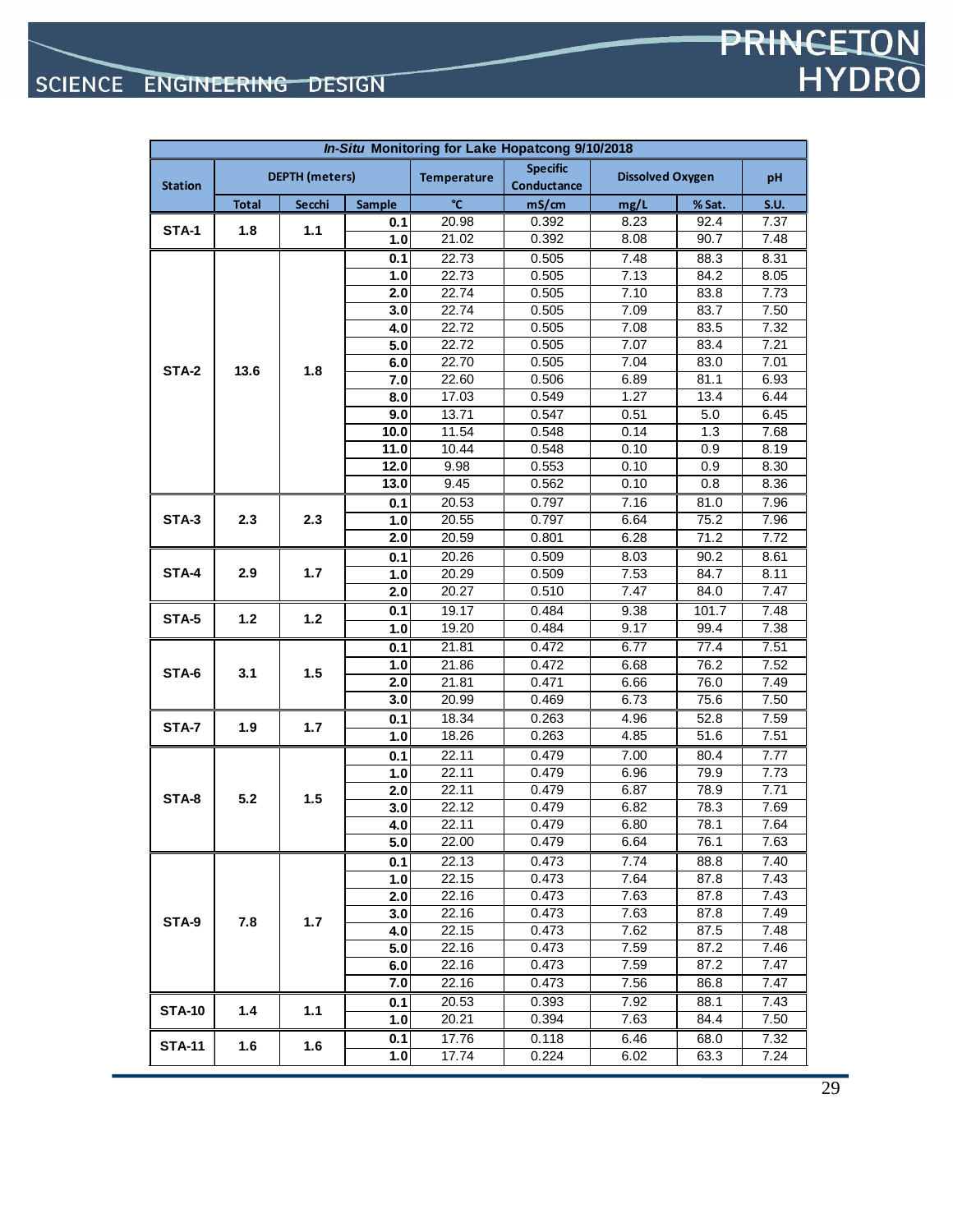| *In-Situ* Monitoring for Lake Hopatcong 9/10/2018 | | | | | | | | |
|---|---|---|---|---|---|---|---|---|
| Station | DEPTH (meters) | | | Temperature | Specific Conductance | Dissolved Oxygen | | pH |
| | Total | Secchi | Sample | °C | mS/cm | mg/L | % Sat. | S.U. |
| STA-1 | 1.8 | 1.1 | 0.1 | 20.98 | 0.392 | 8.23 | 92.4 | 7.37 |
| | | | 1.0 | 21.02 | 0.392 | 8.08 | 90.7 | 7.48 |
| STA-2 | 13.6 | 1.8 | 0.1 | 22.73 | 0.505 | 7.48 | 88.3 | 8.31 |
| | | | 1.0 | 22.73 | 0.505 | 7.13 | 84.2 | 8.05 |
| | | | 2.0 | 22.74 | 0.505 | 7.10 | 83.8 | 7.73 |
| | | | 3.0 | 22.74 | 0.505 | 7.09 | 83.7 | 7.50 |
| | | | 4.0 | 22.72 | 0.505 | 7.08 | 83.5 | 7.32 |
| | | | 5.0 | 22.72 | 0.505 | 7.07 | 83.4 | 7.21 |
| | | | 6.0 | 22.70 | 0.505 | 7.04 | 83.0 | 7.01 |
| | | | 7.0 | 22.60 | 0.506 | 6.89 | 81.1 | 6.93 |
| | | | 8.0 | 17.03 | 0.549 | 1.27 | 13.4 | 6.44 |
| | | | 9.0 | 13.71 | 0.547 | 0.51 | 5.0 | 6.45 |
| | | | 10.0 | 11.54 | 0.548 | 0.14 | 1.3 | 7.68 |
| | | | 11.0 | 10.44 | 0.548 | 0.10 | 0.9 | 8.19 |
| | | | 12.0 | 9.98 | 0.553 | 0.10 | 0.9 | 8.30 |
| | | | 13.0 | 9.45 | 0.562 | 0.10 | 0.8 | 8.36 |
| STA-3 | 2.3 | 2.3 | 0.1 | 20.53 | 0.797 | 7.16 | 81.0 | 7.96 |
| | | | 1.0 | 20.55 | 0.797 | 6.64 | 75.2 | 7.96 |
| | | | 2.0 | 20.59 | 0.801 | 6.28 | 71.2 | 7.72 |
| STA-4 | 2.9 | 1.7 | 0.1 | 20.26 | 0.509 | 8.03 | 90.2 | 8.61 |
| | | | 1.0 | 20.29 | 0.509 | 7.53 | 84.7 | 8.11 |
| | | | 2.0 | 20.27 | 0.510 | 7.47 | 84.0 | 7.47 |
| STA-5 | 1.2 | 1.2 | 0.1 | 19.17 | 0.484 | 9.38 | 101.7 | 7.48 |
| | | | 1.0 | 19.20 | 0.484 | 9.17 | 99.4 | 7.38 |
| STA-6 | 3.1 | 1.5 | 0.1 | 21.81 | 0.472 | 6.77 | 77.4 | 7.51 |
| | | | 1.0 | 21.86 | 0.472 | 6.68 | 76.2 | 7.52 |
| | | | 2.0 | 21.81 | 0.471 | 6.66 | 76.0 | 7.49 |
| | | | 3.0 | 20.99 | 0.469 | 6.73 | 75.6 | 7.50 |
| STA-7 | 1.9 | 1.7 | 0.1 | 18.34 | 0.263 | 4.96 | 52.8 | 7.59 |
| | | | 1.0 | 18.26 | 0.263 | 4.85 | 51.6 | 7.51 |
| STA-8 | 5.2 | 1.5 | 0.1 | 22.11 | 0.479 | 7.00 | 80.4 | 7.77 |
| | | | 1.0 | 22.11 | 0.479 | 6.96 | 79.9 | 7.73 |
| | | | 2.0 | 22.11 | 0.479 | 6.87 | 78.9 | 7.71 |
| | | | 3.0 | 22.12 | 0.479 | 6.82 | 78.3 | 7.69 |
| | | | 4.0 | 22.11 | 0.479 | 6.80 | 78.1 | 7.64 |
| | | | 5.0 | 22.00 | 0.479 | 6.64 | 76.1 | 7.63 |
| STA-9 | 7.8 | 1.7 | 0.1 | 22.13 | 0.473 | 7.74 | 88.8 | 7.40 |
| | | | 1.0 | 22.15 | 0.473 | 7.64 | 87.8 | 7.43 |
| | | | 2.0 | 22.16 | 0.473 | 7.63 | 87.8 | 7.43 |
| | | | 3.0 | 22.16 | 0.473 | 7.63 | 87.8 | 7.49 |
| | | | 4.0 | 22.15 | 0.473 | 7.62 | 87.5 | 7.48 |
| | | | 5.0 | 22.16 | 0.473 | 7.59 | 87.2 | 7.46 |
| | | | 6.0 | 22.16 | 0.473 | 7.59 | 87.2 | 7.47 |
| | | | 7.0 | 22.16 | 0.473 | 7.56 | 86.8 | 7.47 |
| STA-10 | 1.4 | 1.1 | 0.1 | 20.53 | 0.393 | 7.92 | 88.1 | 7.43 |
| | | | 1.0 | 20.21 | 0.394 | 7.63 | 84.4 | 7.50 |
| STA-11 | 1.6 | 1.6 | 0.1 | 17.76 | 0.118 | 6.46 | 68.0 | 7.32 |
| | | | 1.0 | 17.74 | 0.224 | 6.02 | 63.3 | 7.24 |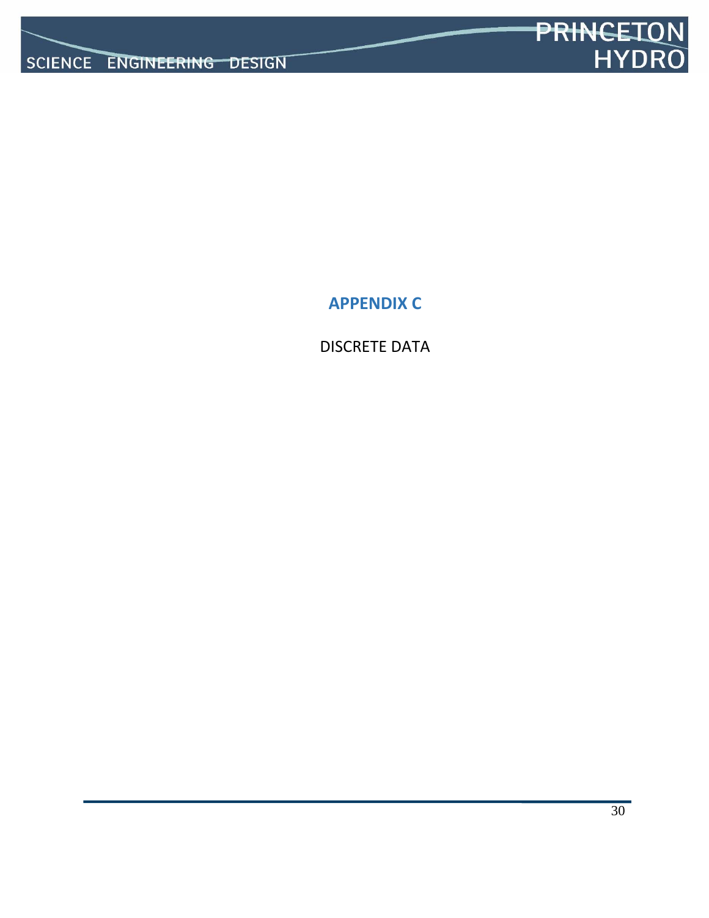# APPENDIX C

DISCRETE DATA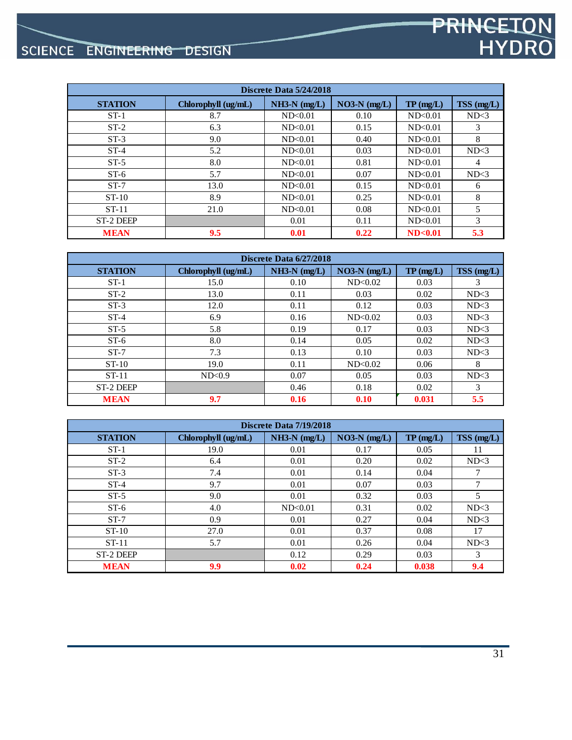| Discrete Data 5/24/2018 | | | | | |
|---|---|---|---|---|---|
| **STATION** | **Chlorophyll (ug/mL)** | **NH3-N (mg/L)** | **NO3-N (mg/L)** | **TP (mg/L)** | **TSS (mg/L)** |
| ST-1 | 8.7 | ND<0.01 | 0.10 | ND<0.01 | ND<3 |
| ST-2 | 6.3 | ND<0.01 | 0.15 | ND<0.01 | 3 |
| ST-3 | 9.0 | ND<0.01 | 0.40 | ND<0.01 | 8 |
| ST-4 | 5.2 | ND<0.01 | 0.03 | ND<0.01 | ND<3 |
| ST-5 | 8.0 | ND<0.01 | 0.81 | ND<0.01 | 4 |
| ST-6 | 5.7 | ND<0.01 | 0.07 | ND<0.01 | ND<3 |
| ST-7 | 13.0 | ND<0.01 | 0.15 | ND<0.01 | 6 |
| ST-10 | 8.9 | ND<0.01 | 0.25 | ND<0.01 | 8 |
| ST-11 | 21.0 | ND<0.01 | 0.08 | ND<0.01 | 5 |
| ST-2 DEEP | | 0.01 | 0.11 | ND<0.01 | 3 |
| **MEAN** | **9.5** | **0.01** | **0.22** | **ND<0.01** | **5.3** |

| Discrete Data 6/27/2018 | | | | | |
|---|---|---|---|---|---|
| **STATION** | **Chlorophyll (ug/mL)** | **NH3-N (mg/L)** | **NO3-N (mg/L)** | **TP (mg/L)** | **TSS (mg/L)** |
| ST-1 | 15.0 | 0.10 | ND<0.02 | 0.03 | 3 |
| ST-2 | 13.0 | 0.11 | 0.03 | 0.02 | ND<3 |
| ST-3 | 12.0 | 0.11 | 0.12 | 0.03 | ND<3 |
| ST-4 | 6.9 | 0.16 | ND<0.02 | 0.03 | ND<3 |
| ST-5 | 5.8 | 0.19 | 0.17 | 0.03 | ND<3 |
| ST-6 | 8.0 | 0.14 | 0.05 | 0.02 | ND<3 |
| ST-7 | 7.3 | 0.13 | 0.10 | 0.03 | ND<3 |
| ST-10 | 19.0 | 0.11 | ND<0.02 | 0.06 | 8 |
| ST-11 | ND<0.9 | 0.07 | 0.05 | 0.03 | ND<3 |
| ST-2 DEEP | | 0.46 | 0.18 | 0.02 | 3 |
| **MEAN** | **9.7** | **0.16** | **0.10** | **0.031** | **5.5** |

| Discrete Data 7/19/2018 | | | | | |
|---|---|---|---|---|---|
| **STATION** | **Chlorophyll (ug/mL)** | **NH3-N (mg/L)** | **NO3-N (mg/L)** | **TP (mg/L)** | **TSS (mg/L)** |
| ST-1 | 19.0 | 0.01 | 0.17 | 0.05 | 11 |
| ST-2 | 6.4 | 0.01 | 0.20 | 0.02 | ND<3 |
| ST-3 | 7.4 | 0.01 | 0.14 | 0.04 | 7 |
| ST-4 | 9.7 | 0.01 | 0.07 | 0.03 | 7 |
| ST-5 | 9.0 | 0.01 | 0.32 | 0.03 | 5 |
| ST-6 | 4.0 | ND<0.01 | 0.31 | 0.02 | ND<3 |
| ST-7 | 0.9 | 0.01 | 0.27 | 0.04 | ND<3 |
| ST-10 | 27.0 | 0.01 | 0.37 | 0.08 | 17 |
| ST-11 | 5.7 | 0.01 | 0.26 | 0.04 | ND<3 |
| ST-2 DEEP | | 0.12 | 0.29 | 0.03 | 3 |
| **MEAN** | **9.9** | **0.02** | **0.24** | **0.038** | **9.4** |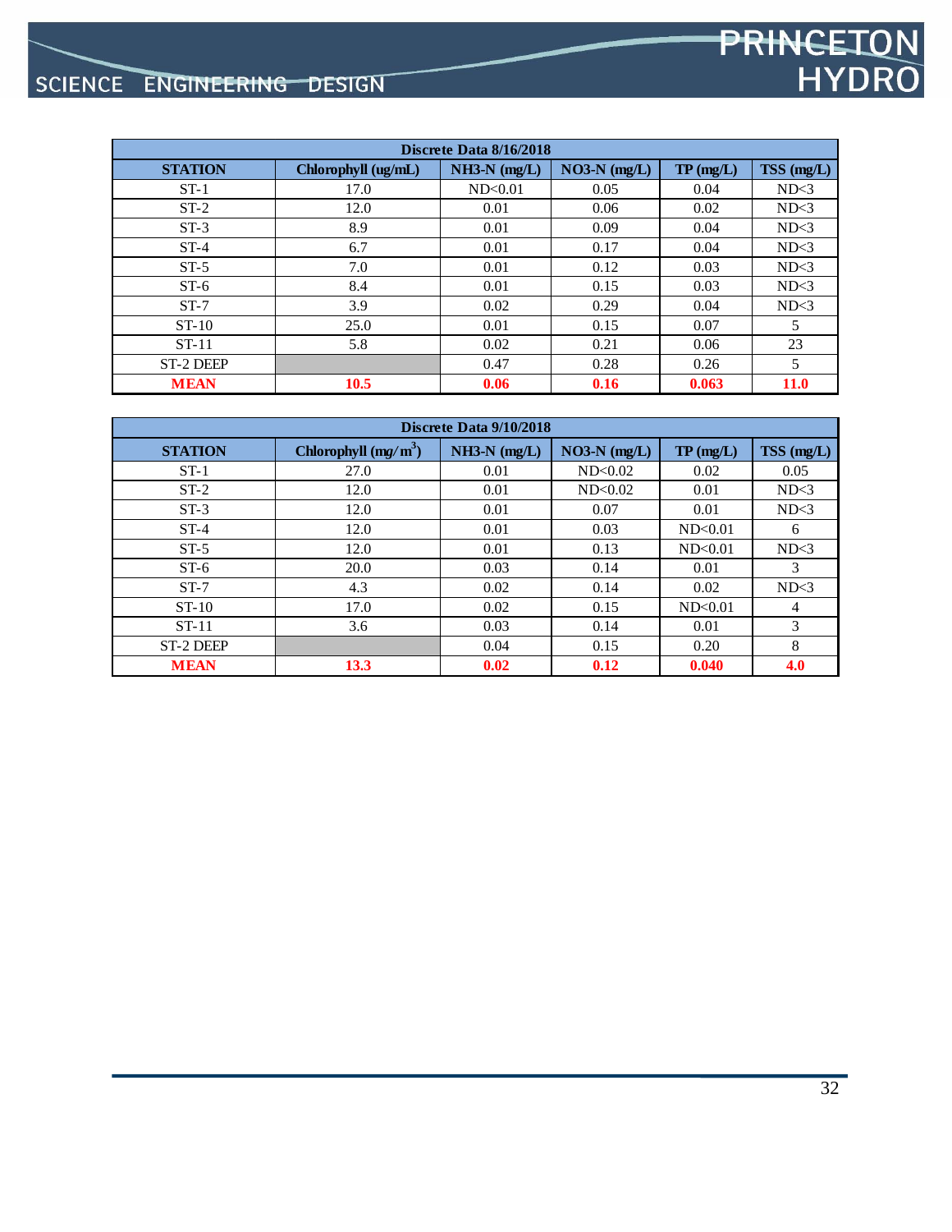| Discrete Data 8/16/2018 | | | | | |
|---|---|---|---|---|---|
| **STATION** | **Chlorophyll (ug/mL)** | **NH3-N (mg/L)** | **NO3-N (mg/L)** | **TP (mg/L)** | **TSS (mg/L)** |
| ST-1 | 17.0 | ND<0.01 | 0.05 | 0.04 | ND<3 |
| ST-2 | 12.0 | 0.01 | 0.06 | 0.02 | ND<3 |
| ST-3 | 8.9 | 0.01 | 0.09 | 0.04 | ND<3 |
| ST-4 | 6.7 | 0.01 | 0.17 | 0.04 | ND<3 |
| ST-5 | 7.0 | 0.01 | 0.12 | 0.03 | ND<3 |
| ST-6 | 8.4 | 0.01 | 0.15 | 0.03 | ND<3 |
| ST-7 | 3.9 | 0.02 | 0.29 | 0.04 | ND<3 |
| ST-10 | 25.0 | 0.01 | 0.15 | 0.07 | 5 |
| ST-11 | 5.8 | 0.02 | 0.21 | 0.06 | 23 |
| ST-2 DEEP | | 0.47 | 0.28 | 0.26 | 5 |
| **MEAN** | **10.5** | **0.06** | **0.16** | **0.063** | **11.0** |

| Discrete Data 9/10/2018 | | | | | |
|---|---|---|---|---|---|
| **STATION** | **Chlorophyll (mg/m$^3$)** | **NH3-N (mg/L)** | **NO3-N (mg/L)** | **TP (mg/L)** | **TSS (mg/L)** |
| ST-1 | 27.0 | 0.01 | ND<0.02 | 0.02 | 0.05 |
| ST-2 | 12.0 | 0.01 | ND<0.02 | 0.01 | ND<3 |
| ST-3 | 12.0 | 0.01 | 0.07 | 0.01 | ND<3 |
| ST-4 | 12.0 | 0.01 | 0.03 | ND<0.01 | 6 |
| ST-5 | 12.0 | 0.01 | 0.13 | ND<0.01 | ND<3 |
| ST-6 | 20.0 | 0.03 | 0.14 | 0.01 | 3 |
| ST-7 | 4.3 | 0.02 | 0.14 | 0.02 | ND<3 |
| ST-10 | 17.0 | 0.02 | 0.15 | ND<0.01 | 4 |
| ST-11 | 3.6 | 0.03 | 0.14 | 0.01 | 3 |
| ST-2 DEEP | | 0.04 | 0.15 | 0.20 | 8 |
| **MEAN** | **13.3** | **0.02** | **0.12** | **0.040** | **4.0** |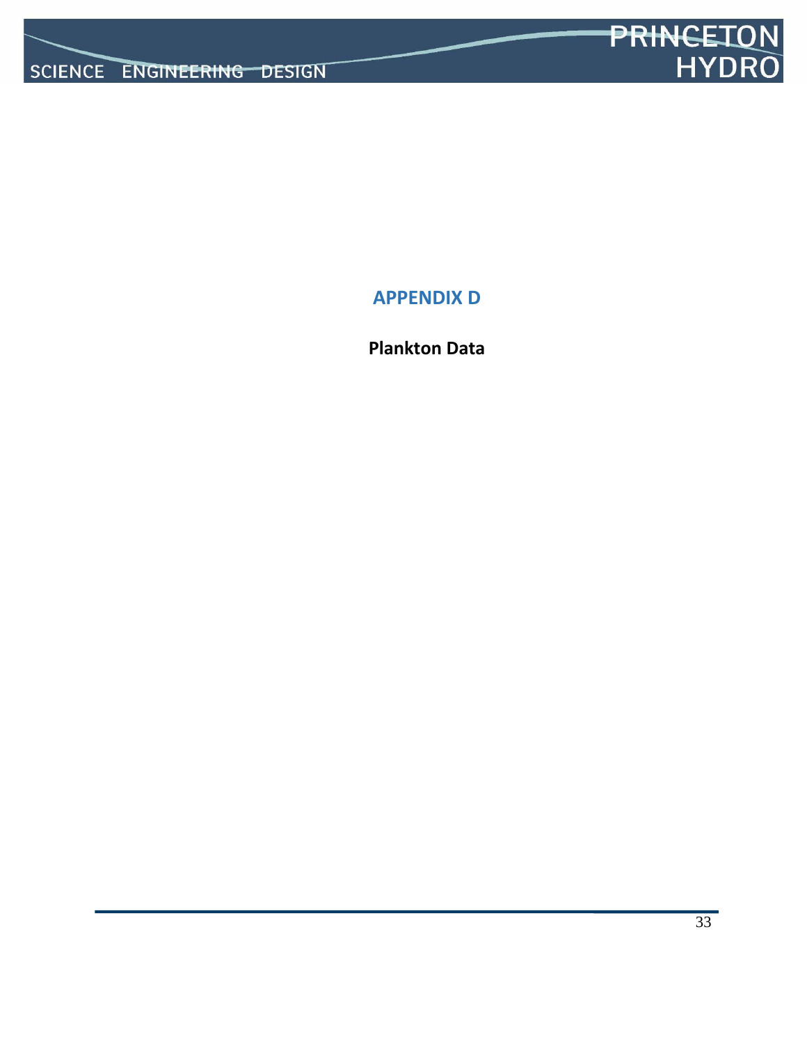# APPENDIX D

**Plankton Data**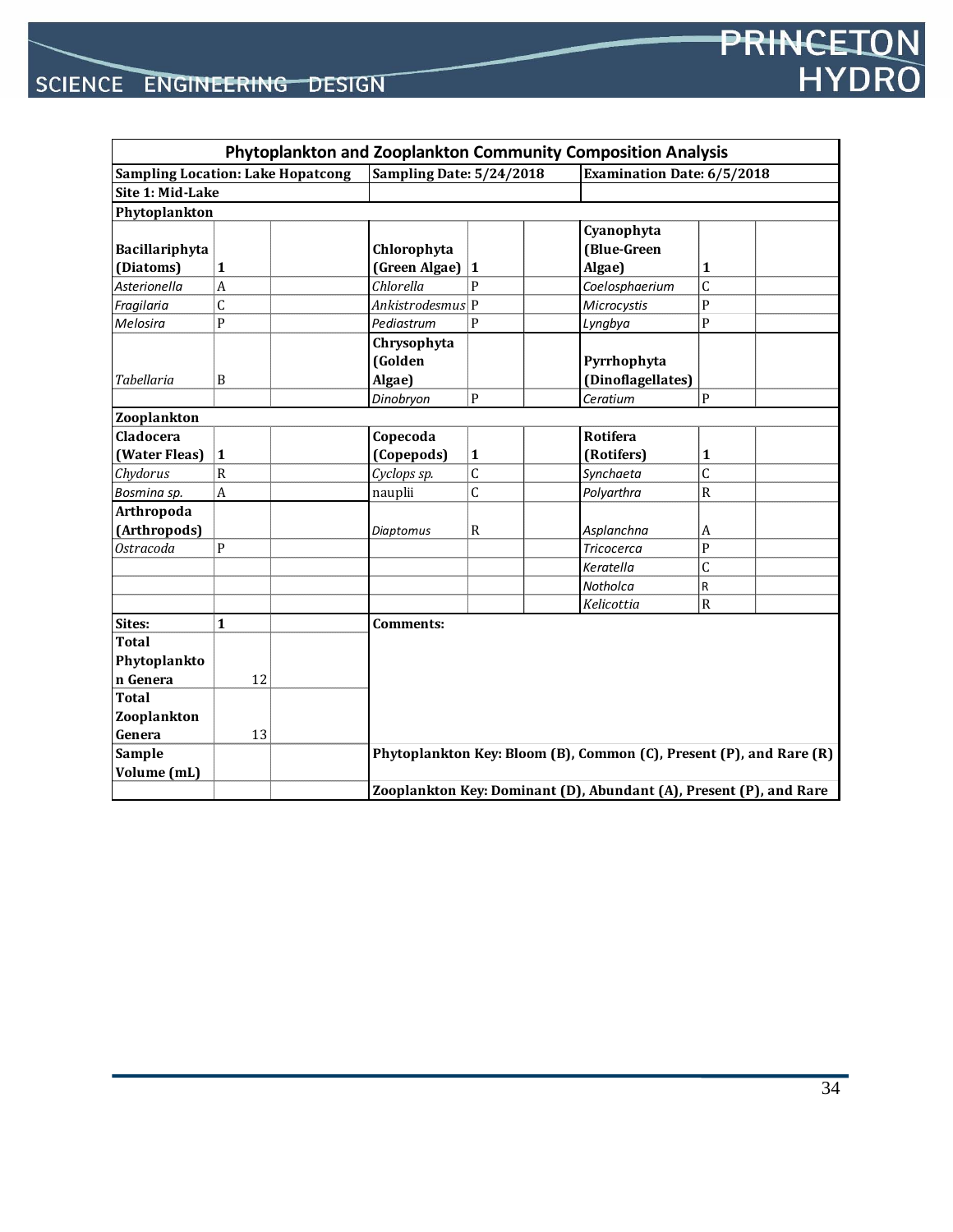| Phytoplankton and Zooplankton Community Composition Analysis | | | | | | | | |
|---|---|---|---|---|---|---|---|---|
| **Sampling Location: Lake Hopatcong** | | | **Sampling Date: 5/24/2018** | | | **Examination Date: 6/5/2018** | | |
| **Site 1: Mid-Lake** | | | | | | | | |
| **Phytoplankton** | | | | | | | | |
| **Bacillariphyta (Diatoms)** | **1** | | **Chlorophyta (Green Algae)** | **1** | | **Cyanophyta (Blue-Green Algae)** | **1** | |
| *Asterionella* | A | | *Chlorella* | P | | *Coelosphaerium* | C | |
| *Fragilaria* | C | | *Ankistrodesmus* | P | | *Microcystis* | P | |
| *Melosira* | P | | *Pediastrum* | P | | *Lyngbya* | P | |
| *Tabellaria* | B | | **Chrysophyta (Golden Algae)** | | | **Pyrrhophyta (Dinoflagellates)** | | |
| | | | *Dinobryon* | P | | *Ceratium* | P | |
| **Zooplankton** | | | | | | | | |
| **Cladocera (Water Fleas)** | **1** | | **Copecoda (Copepods)** | **1** | | **Rotifera (Rotifers)** | **1** | |
| *Chydorus* | R | | *Cyclops sp.* | C | | *Synchaeta* | C | |
| *Bosmina sp.* | A | | nauplii | C | | *Polyarthra* | R | |
| **Arthropoda (Arthropods)** | | | *Diaptomus* | R | | *Asplanchna* | A | |
| *Ostracoda* | P | | | | | *Tricocerca* | P | |
| | | | | | | *Keratella* | C | |
| | | | | | | *Notholca* | R | |
| | | | | | | *Kelicottia* | R | |
| **Sites:** | **1** | | **Comments:** | | | | | |
| **Total Phytoplankton Genera** | 12 | | | | | | | |
| **Total Zooplankton Genera** | 13 | | | | | | | |
| **Sample Volume (mL)** | | | **Phytoplankton Key: Bloom (B), Common (C), Present (P), and Rare (R)** | | | | | |
| | | | **Zooplankton Key: Dominant (D), Abundant (A), Present (P), and Rare** | | | | | |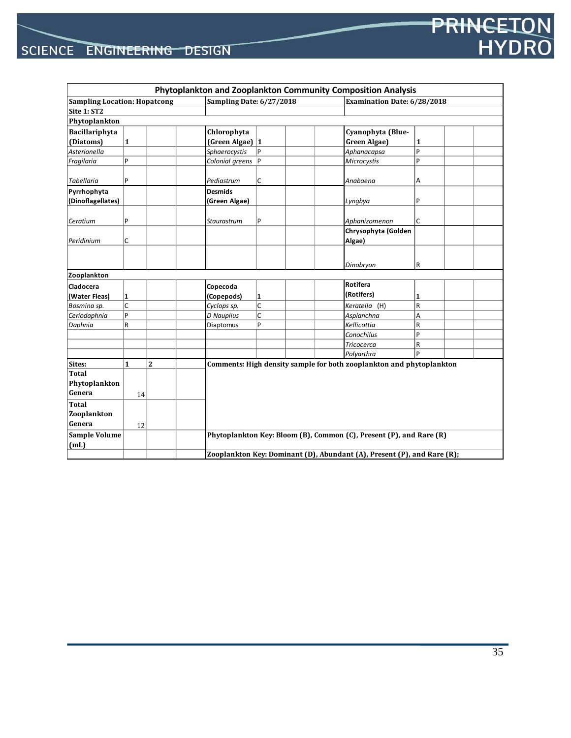| Phytoplankton and Zooplankton Community Composition Analysis | | | | | | | | | | | |
|---|---|---|---|---|---|---|---|---|---|---|---|
| **Sampling Location: Hopatcong** | | | | **Sampling Date: 6/27/2018** | | | | **Examination Date: 6/28/2018** | | | |
| **Site 1: ST2** | | | | | | | | | | | |
| **Phytoplankton** | | | | | | | | | | | |
| **Bacillariphyta (Diatoms)** | **1** | | | **Chlorophyta (Green Algae)** | **1** | | | **Cyanophyta (Blue-Green Algae)** | **1** | | |
| *Asterionella* | | | | *Sphaerocystis* | P | | | *Aphanacapsa* | P | | |
| *Fragilaria* | P | | | *Colonial greens* | P | | | *Microcystis* | P | | |
| *Tabellaria* | P | | | *Pediastrum* | C | | | *Anabaena* | A | | |
| **Pyrrhophyta (Dinoflagellates)** | | | | **Desmids (Green Algae)** | | | | *Lyngbya* | P | | |
| *Ceratium* | P | | | *Staurastrum* | P | | | *Aphanizomenon* | C | | |
| *Peridinium* | C | | | | | | | **Chrysophyta (Golden Algae)** | | | |
| | | | | | | | | *Dinobryon* | R | | |
| **Zooplankton** | | | | | | | | | | | |
| **Cladocera (Water Fleas)** | **1** | | | **Copecoda (Copepods)** | **1** | | | **Rotifera (Rotifers)** | **1** | | |
| *Bosmina sp.* | C | | | *Cyclops sp.* | C | | | *Keratella* (H) | R | | |
| *Ceriodaphnia* | P | | | *D Nauplius* | C | | | *Asplanchna* | A | | |
| *Daphnia* | R | | | Diaptomus | P | | | *Kellicottia* | R | | |
| | | | | | | | | *Conochilus* | P | | |
| | | | | | | | | *Tricocerca* | R | | |
| | | | | | | | | *Polyarthra* | P | | |
| **Sites:** | **1** | **2** | | **Comments: High density sample for both zooplankton and phytoplankton** | | | | | | | |
| **Total Phytoplankton Genera** | 14 | | | | | | | | | | |
| **Total Zooplankton Genera** | 12 | | | | | | | | | | |
| **Sample Volume (mL)** | | | | **Phytoplankton Key: Bloom (B), Common (C), Present (P), and Rare (R)** | | | | | | | |
| | | | | **Zooplankton Key: Dominant (D), Abundant (A), Present (P), and Rare (R);** | | | | | | | |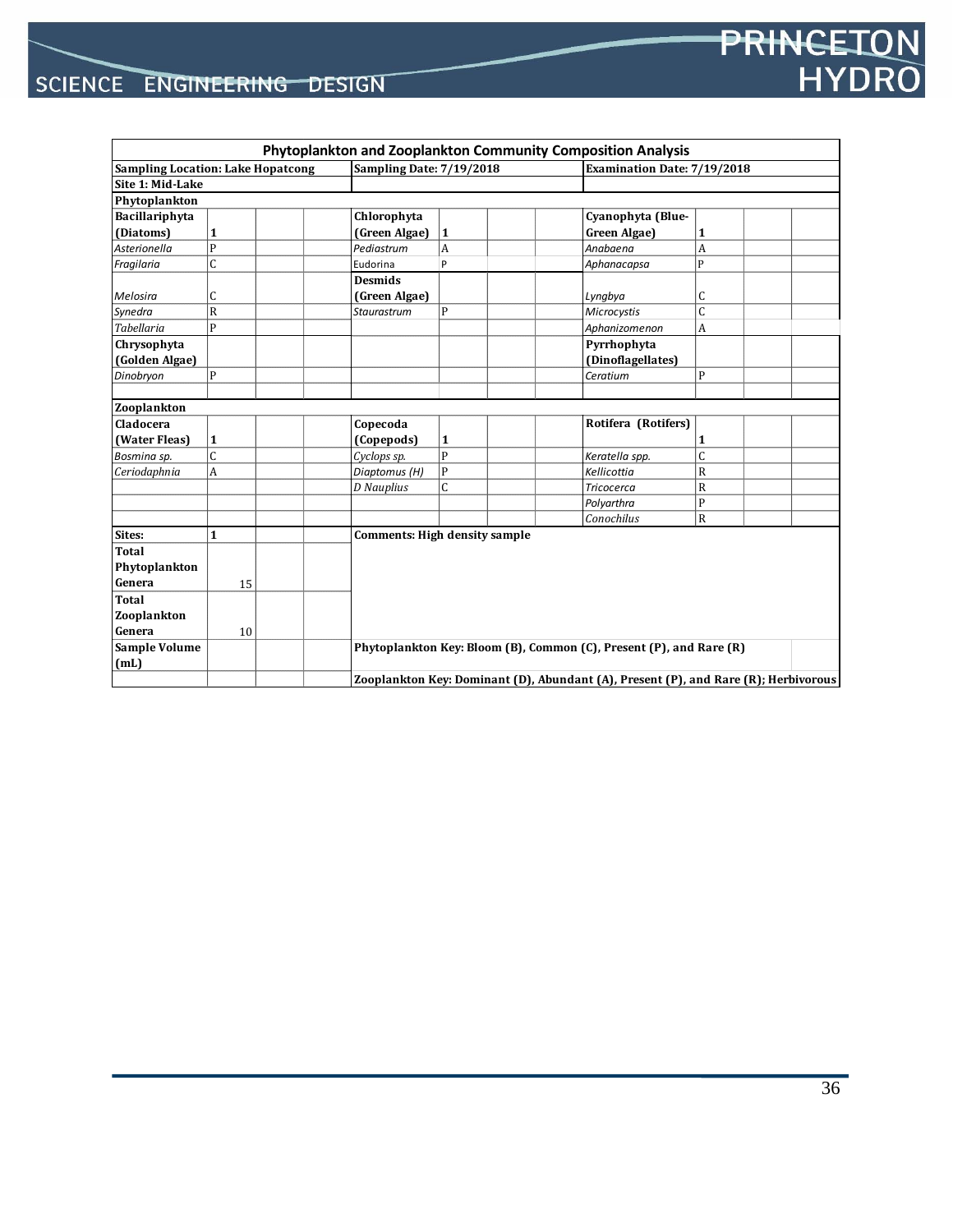| Phytoplankton and Zooplankton Community Composition Analysis | | | | | | | | | | | |
|---|---|---|---|---|---|---|---|---|---|---|---|
| **Sampling Location: Lake Hopatcong** | | | | **Sampling Date: 7/19/2018** | | | | **Examination Date: 7/19/2018** | | | |
| **Site 1: Mid-Lake** | | | | | | | | | | | |
| **Phytoplankton** | | | | | | | | | | | |
| **Bacillariphyta (Diatoms)** | **1** | | | **Chlorophyta (Green Algae)** | **1** | | | **Cyanophyta (Blue-Green Algae)** | **1** | | |
| *Asterionella* | P | | | *Pediastrum* | A | | | *Anabaena* | A | | |
| *Fragilaria* | C | | | Eudorina | P | | | *Aphanacapsa* | P | | |
| *Melosira* | C | | | **Desmids (Green Algae)** | | | | *Lyngbya* | C | | |
| *Synedra* | R | | | *Staurastrum* | P | | | *Microcystis* | C | | |
| *Tabellaria* | P | | | | | | | *Aphanizomenon* | A | | |
| **Chrysophyta (Golden Algae)** | | | | | | | | **Pyrrhophyta (Dinoflagellates)** | | | |
| *Dinobryon* | P | | | | | | | *Ceratium* | P | | |
| | | | | | | | | | | | |
| **Zooplankton** | | | | | | | | | | | |
| **Cladocera (Water Fleas)** | **1** | | | **Copecoda (Copepods)** | **1** | | | **Rotifera (Rotifers)** | **1** | | |
| *Bosmina sp.* | C | | | *Cyclops sp.* | P | | | *Keratella spp.* | C | | |
| *Ceriodaphnia* | A | | | *Diaptomus (H)* | P | | | *Kellicottia* | R | | |
| | | | | *D Nauplius* | C | | | *Tricocerca* | R | | |
| | | | | | | | | *Polyarthra* | P | | |
| | | | | | | | | *Conochilus* | R | | |
| **Sites:** | **1** | | | **Comments: High density sample** | | | | | | | |
| **Total Phytoplankton Genera** | 15 | | | | | | | | | | |
| **Total Zooplankton Genera** | 10 | | | | | | | | | | |
| **Sample Volume (mL)** | | | | **Phytoplankton Key: Bloom (B), Common (C), Present (P), and Rare (R)** | | | | | | | |
| | | | | **Zooplankton Key: Dominant (D), Abundant (A), Present (P), and Rare (R); Herbivorous** | | | | | | | |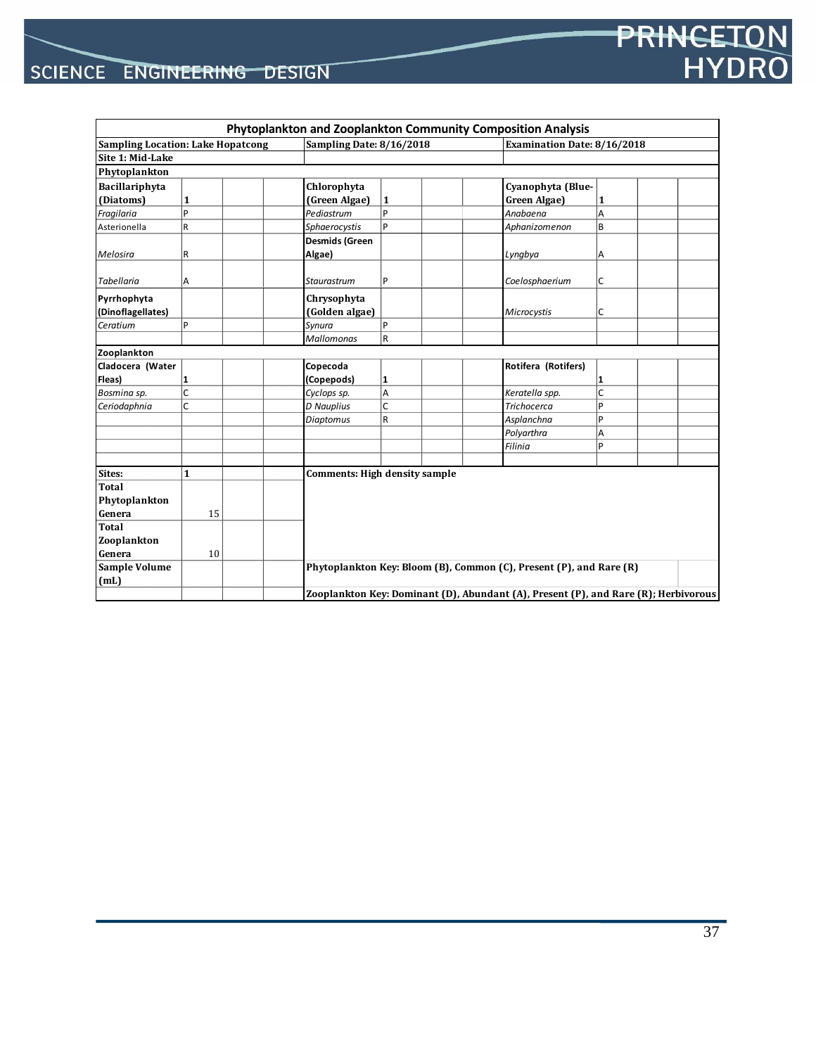| Phytoplankton and Zooplankton Community Composition Analysis | | | | | | | | | | | |
|---|---|---|---|---|---|---|---|---|---|---|---|
| **Sampling Location: Lake Hopatcong** | | | | **Sampling Date: 8/16/2018** | | | | **Examination Date: 8/16/2018** | | | |
| **Site 1: Mid-Lake** | | | | | | | | | | | |
| **Phytoplankton** | | | | | | | | | | | |
| **Bacillariphyta (Diatoms)** | **1** | | | **Chlorophyta (Green Algae)** | **1** | | | **Cyanophyta (Blue-Green Algae)** | **1** | | |
| *Fragilaria* | P | | | *Pediastrum* | P | | | *Anabaena* | A | | |
| Asterionella | R | | | *Sphaerocystis* | P | | | *Aphanizomenon* | B | | |
| *Melosira* | R | | | **Desmids (Green Algae)** | | | | *Lyngbya* | A | | |
| *Tabellaria* | A | | | *Staurastrum* | P | | | *Coelosphaerium* | C | | |
| **Pyrrhophyta (Dinoflagellates)** | | | | **Chrysophyta (Golden algae)** | | | | *Microcystis* | C | | |
| *Ceratium* | P | | | *Synura* | P | | | | | | |
| | | | | *Mallomonas* | R | | | | | | |
| **Zooplankton** | | | | | | | | | | | |
| **Cladocera (Water Fleas)** | **1** | | | **Copecoda (Copepods)** | **1** | | | **Rotifera (Rotifers)** | **1** | | |
| *Bosmina sp.* | C | | | *Cyclops sp.* | A | | | *Keratella spp.* | C | | |
| *Ceriodaphnia* | C | | | *D Nauplius* | C | | | *Trichocerca* | P | | |
| | | | | *Diaptomus* | R | | | *Asplanchna* | P | | |
| | | | | | | | | *Polyarthra* | A | | |
| | | | | | | | | *Filinia* | P | | |
| | | | | | | | | | | | |
| **Sites:** | **1** | | | **Comments: High density sample** | | | | | | | |
| **Total Phytoplankton Genera** | 15 | | | | | | | | | | |
| **Total Zooplankton Genera** | 10 | | | | | | | | | | |
| **Sample Volume (mL)** | | | | **Phytoplankton Key: Bloom (B), Common (C), Present (P), and Rare (R)** | | | | | | | |
| | | | | **Zooplankton Key: Dominant (D), Abundant (A), Present (P), and Rare (R); Herbivorous** | | | | | | | |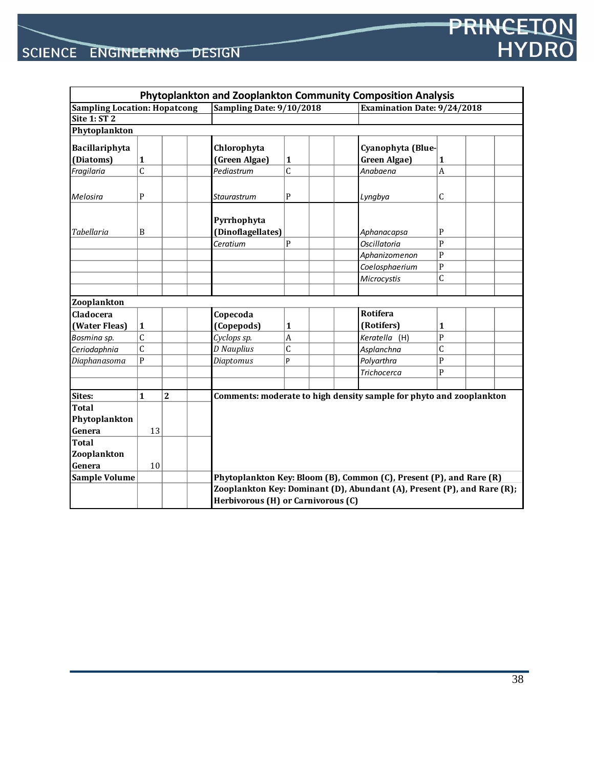| Phytoplankton and Zooplankton Community Composition Analysis | | | | | | | | | | | |
|---|---|---|---|---|---|---|---|---|---|---|---|
| **Sampling Location: Hopatcong** | | | | **Sampling Date: 9/10/2018** | | | | **Examination Date: 9/24/2018** | | | |
| **Site 1: ST 2** | | | | | | | | | | | |
| **Phytoplankton** | | | | | | | | | | | |
| **Bacillariphyta (Diatoms)** | **1** | | | **Chlorophyta (Green Algae)** | **1** | | | **Cyanophyta (Blue-Green Algae)** | **1** | | |
| *Fragilaria* | C | | | *Pediastrum* | C | | | *Anabaena* | A | | |
| *Melosira* | P | | | *Staurastrum* | P | | | *Lyngbya* | C | | |
| *Tabellaria* | B | | | **Pyrrhophyta (Dinoflagellates)** | | | | *Aphanacapsa* | P | | |
| | | | | *Ceratium* | P | | | *Oscillatoria* | P | | |
| | | | | | | | | *Aphanizomenon* | P | | |
| | | | | | | | | *Coelosphaerium* | P | | |
| | | | | | | | | *Microcystis* | C | | |
| | | | | | | | | | | | |
| **Zooplankton** | | | | | | | | | | | |
| **Cladocera (Water Fleas)** | **1** | | | **Copecoda (Copepods)** | **1** | | | **Rotifera (Rotifers)** | **1** | | |
| *Bosmina sp.* | C | | | *Cyclops sp.* | A | | | *Keratella* (H) | P | | |
| *Ceriodaphnia* | C | | | *D Nauplius* | C | | | *Asplanchna* | C | | |
| *Diaphanasoma* | P | | | *Diaptomus* | P | | | *Polyarthra* | P | | |
| | | | | | | | | *Trichocerca* | P | | |
| | | | | | | | | | | | |
| **Sites:** | **1** | **2** | | **Comments: moderate to high density sample for phyto and zooplankton** | | | | | | | |
| **Total Phytoplankton Genera** | 13 | | | | | | | | | | |
| **Total Zooplankton Genera** | 10 | | | | | | | | | | |
| **Sample Volume** | | | | **Phytoplankton Key: Bloom (B), Common (C), Present (P), and Rare (R)** | | | | | | | |
| | | | | **Zooplankton Key: Dominant (D), Abundant (A), Present (P), and Rare (R); Herbivorous (H) or Carnivorous (C)** | | | | | | | |